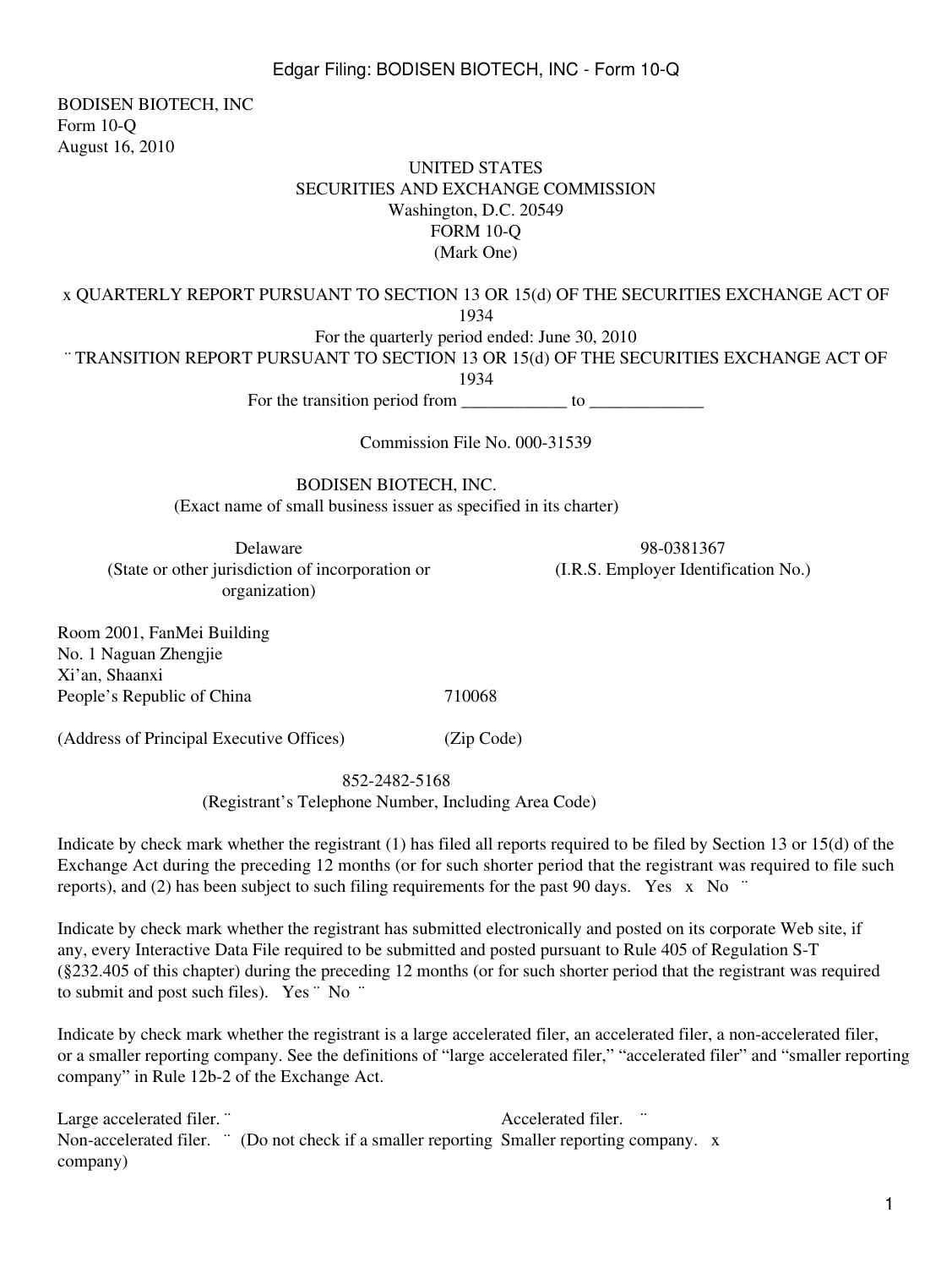BODISEN BIOTECH, INC
Form 10-Q
August 16, 2010

UNITED STATES
SECURITIES AND EXCHANGE COMMISSION
Washington, D.C. 20549
FORM 10-Q
(Mark One)

x QUARTERLY REPORT PURSUANT TO SECTION 13 OR 15(d) OF THE SECURITIES EXCHANGE ACT OF 1934
For the quarterly period ended: June 30, 2010
¨ TRANSITION REPORT PURSUANT TO SECTION 13 OR 15(d) OF THE SECURITIES EXCHANGE ACT OF 1934
For the transition period from ____________ to _____________

Commission File No. 000-31539

BODISEN BIOTECH, INC.
(Exact name of small business issuer as specified in its charter)

| Delaware | 98-0381367 |
|---|---|
| (State or other jurisdiction of incorporation or organization) | (I.R.S. Employer Identification No.) |

Room 2001, FanMei Building
No. 1 Naguan Zhengjie
Xi'an, Shaanxi
People's Republic of China 710068

(Address of Principal Executive Offices) (Zip Code)

852-2482-5168
(Registrant's Telephone Number, Including Area Code)

Indicate by check mark whether the registrant (1) has filed all reports required to be filed by Section 13 or 15(d) of the Exchange Act during the preceding 12 months (or for such shorter period that the registrant was required to file such reports), and (2) has been subject to such filing requirements for the past 90 days. Yes x No ¨

Indicate by check mark whether the registrant has submitted electronically and posted on its corporate Web site, if any, every Interactive Data File required to be submitted and posted pursuant to Rule 405 of Regulation S-T (§232.405 of this chapter) during the preceding 12 months (or for such shorter period that the registrant was required to submit and post such files). Yes ¨ No ¨

Indicate by check mark whether the registrant is a large accelerated filer, an accelerated filer, a non-accelerated filer, or a smaller reporting company. See the definitions of "large accelerated filer," "accelerated filer" and "smaller reporting company" in Rule 12b-2 of the Exchange Act.

| | |
|---|---|
| Large accelerated filer. ¨ | Accelerated filer. ¨ |
| Non-accelerated filer. ¨ (Do not check if a smaller reporting company) | Smaller reporting company. x |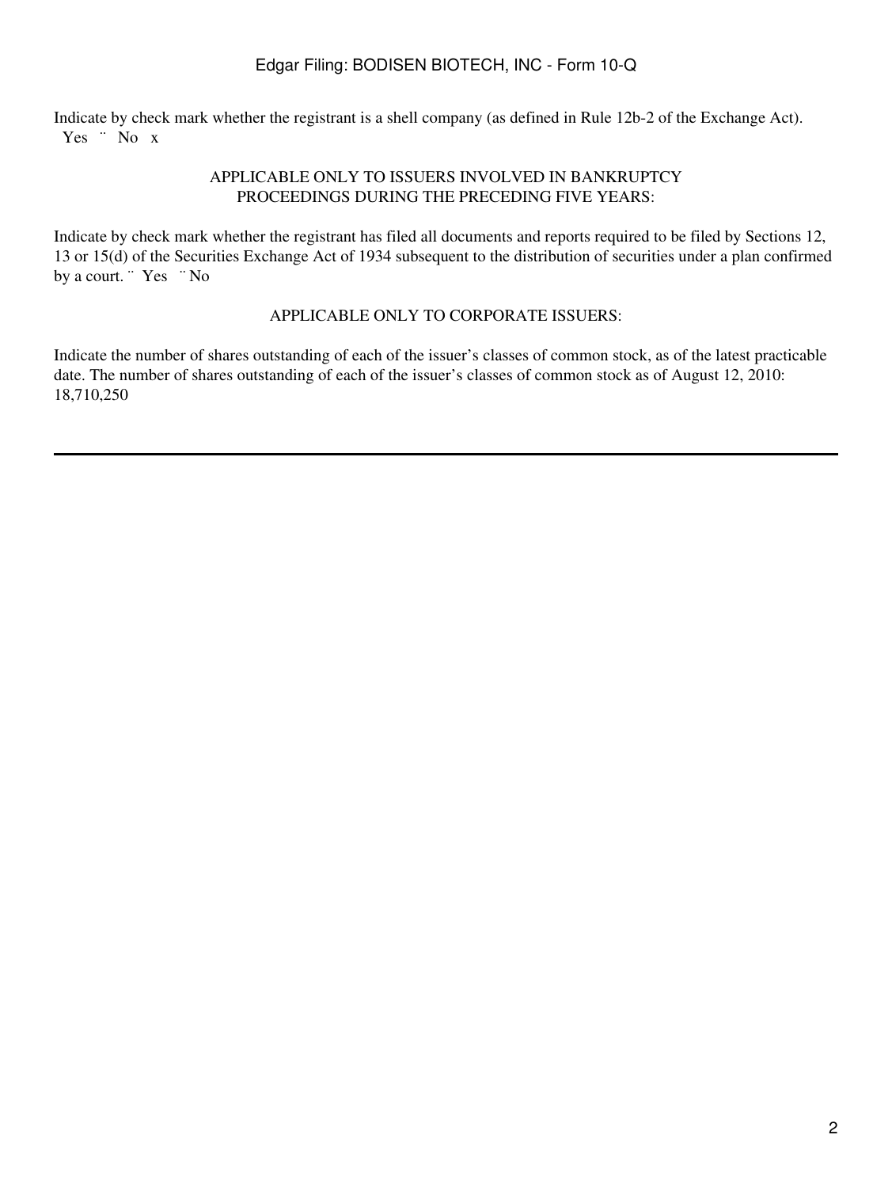Indicate by check mark whether the registrant is a shell company (as defined in Rule 12b-2 of the Exchange Act).
Yes ¨ No x

APPLICABLE ONLY TO ISSUERS INVOLVED IN BANKRUPTCY
PROCEEDINGS DURING THE PRECEDING FIVE YEARS:

Indicate by check mark whether the registrant has filed all documents and reports required to be filed by Sections 12, 13 or 15(d) of the Securities Exchange Act of 1934 subsequent to the distribution of securities under a plan confirmed by a court. ¨ Yes ¨ No

APPLICABLE ONLY TO CORPORATE ISSUERS:

Indicate the number of shares outstanding of each of the issuer's classes of common stock, as of the latest practicable date. The number of shares outstanding of each of the issuer's classes of common stock as of August 12, 2010: 18,710,250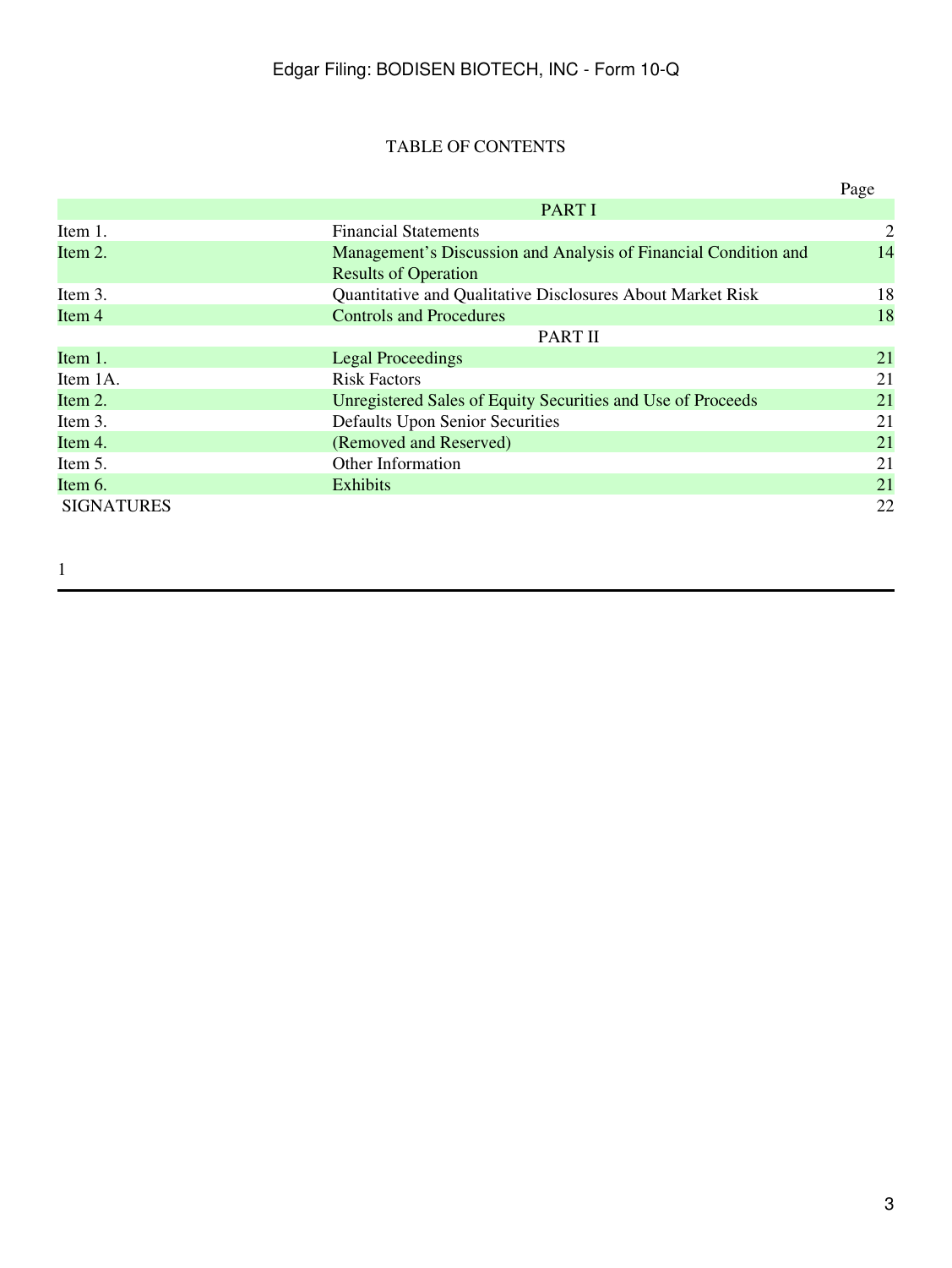# TABLE OF CONTENTS

| | | Page |
|---|---|---|
| | PART I | |
| Item 1. | Financial Statements | 2 |
| Item 2. | Management’s Discussion and Analysis of Financial Condition and Results of Operation | 14 |
| Item 3. | Quantitative and Qualitative Disclosures About Market Risk | 18 |
| Item 4 | Controls and Procedures | 18 |
| | PART II | |
| Item 1. | Legal Proceedings | 21 |
| Item 1A. | Risk Factors | 21 |
| Item 2. | Unregistered Sales of Equity Securities and Use of Proceeds | 21 |
| Item 3. | Defaults Upon Senior Securities | 21 |
| Item 4. | (Removed and Reserved) | 21 |
| Item 5. | Other Information | 21 |
| Item 6. | Exhibits | 21 |
| SIGNATURES | | 22 |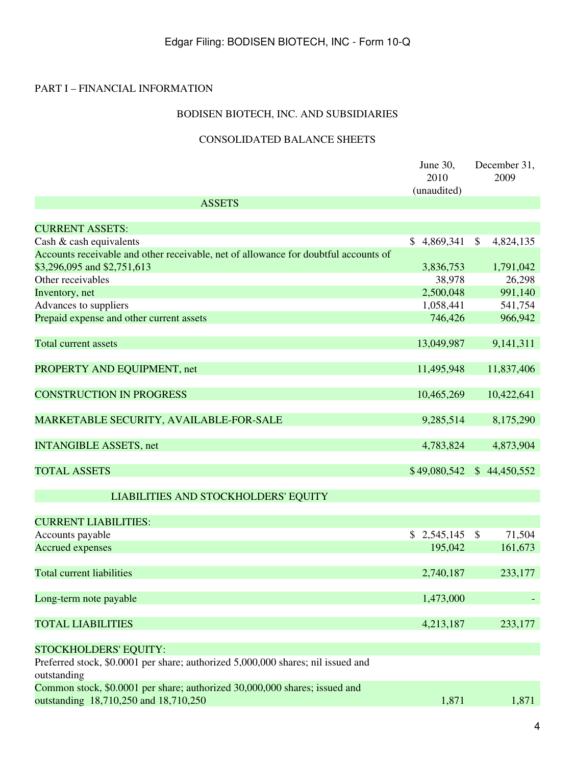PART I – FINANCIAL INFORMATION

## BODISEN BIOTECH, INC. AND SUBSIDIARIES

## CONSOLIDATED BALANCE SHEETS

| | June 30, 2010 (unaudited) | December 31, 2009 |
|---|---|---|
| **ASSETS** | | |
| CURRENT ASSETS: | | |
| Cash & cash equivalents | $ 4,869,341 | $ 4,824,135 |
| Accounts receivable and other receivable, net of allowance for doubtful accounts of $3,296,095 and $2,751,613 | 3,836,753 | 1,791,042 |
| Other receivables | 38,978 | 26,298 |
| Inventory, net | 2,500,048 | 991,140 |
| Advances to suppliers | 1,058,441 | 541,754 |
| Prepaid expense and other current assets | 746,426 | 966,942 |
| Total current assets | 13,049,987 | 9,141,311 |
| PROPERTY AND EQUIPMENT, net | 11,495,948 | 11,837,406 |
| CONSTRUCTION IN PROGRESS | 10,465,269 | 10,422,641 |
| MARKETABLE SECURITY, AVAILABLE-FOR-SALE | 9,285,514 | 8,175,290 |
| INTANGIBLE ASSETS, net | 4,783,824 | 4,873,904 |
| TOTAL ASSETS | $ 49,080,542 | $ 44,450,552 |
| **LIABILITIES AND STOCKHOLDERS' EQUITY** | | |
| CURRENT LIABILITIES: | | |
| Accounts payable | $ 2,545,145 | $ 71,504 |
| Accrued expenses | 195,042 | 161,673 |
| Total current liabilities | 2,740,187 | 233,177 |
| Long-term note payable | 1,473,000 | - |
| TOTAL LIABILITIES | 4,213,187 | 233,177 |
| STOCKHOLDERS' EQUITY: | | |
| Preferred stock, $0.0001 per share; authorized 5,000,000 shares; nil issued and outstanding | | |
| Common stock, $0.0001 per share; authorized 30,000,000 shares; issued and outstanding 18,710,250 and 18,710,250 | 1,871 | 1,871 |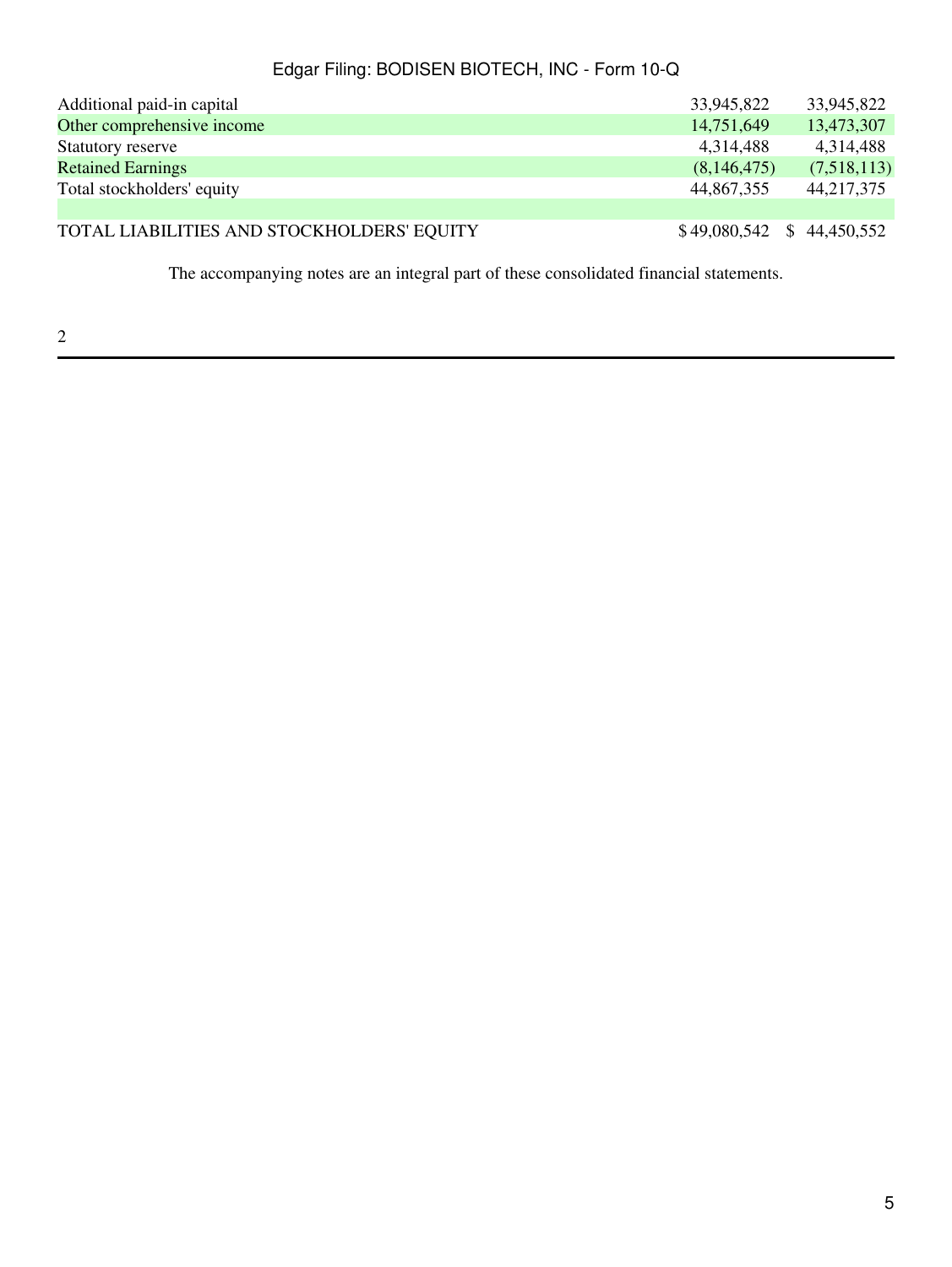| | | |
|---|---|---|
| Additional paid-in capital | 33,945,822 | 33,945,822 |
| Other comprehensive income | 14,751,649 | 13,473,307 |
| Statutory reserve | 4,314,488 | 4,314,488 |
| Retained Earnings | (8,146,475) | (7,518,113) |
| Total stockholders' equity | 44,867,355 | 44,217,375 |
| | | |
| TOTAL LIABILITIES AND STOCKHOLDERS' EQUITY | $ 49,080,542 | $ 44,450,552 |

The accompanying notes are an integral part of these consolidated financial statements.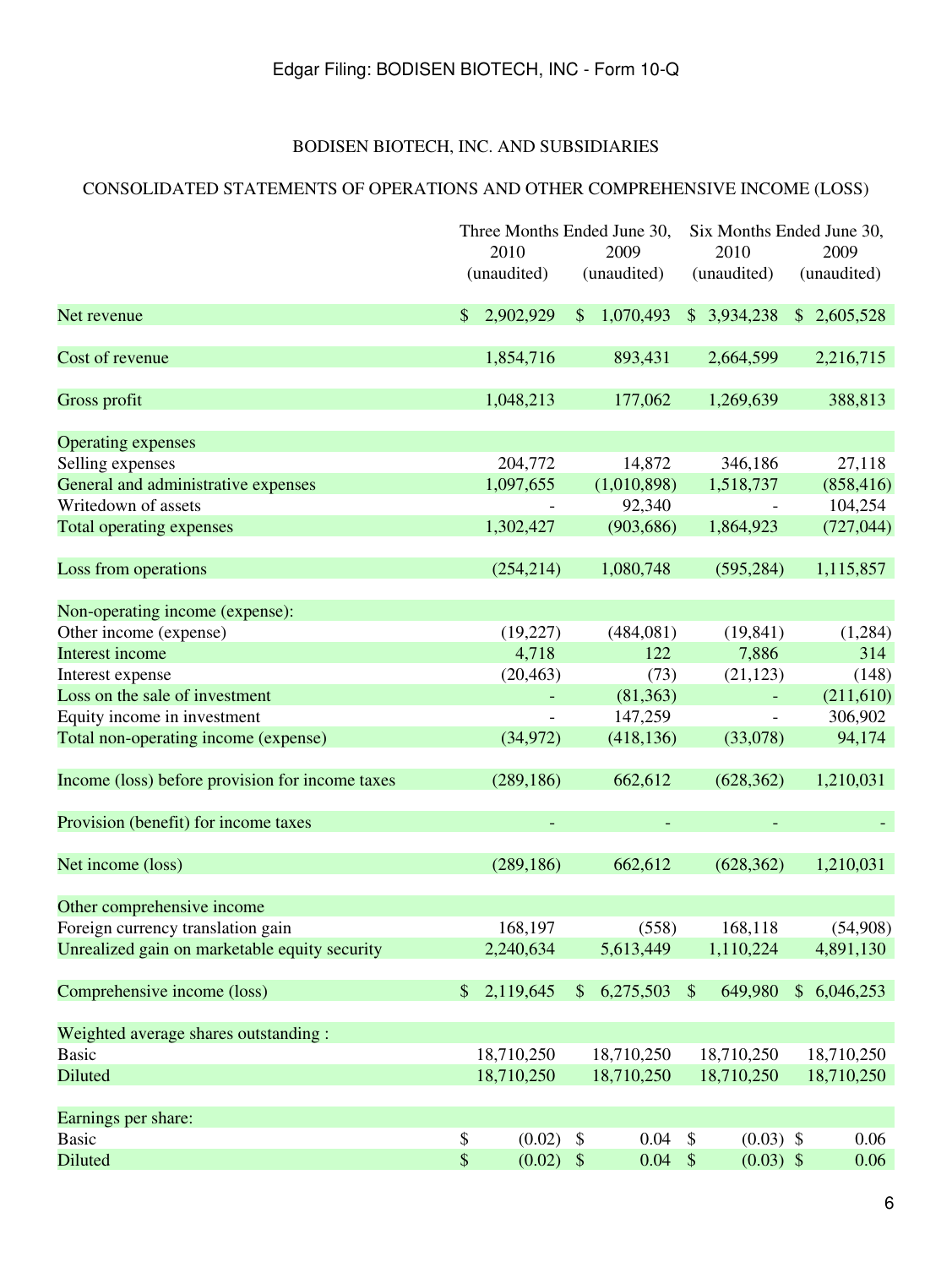# BODISEN BIOTECH, INC. AND SUBSIDIARIES

## CONSOLIDATED STATEMENTS OF OPERATIONS AND OTHER COMPREHENSIVE INCOME (LOSS)

| | Three Months Ended June 30, | | Six Months Ended June 30, | |
|---|---|---|---|---|
| | 2010 (unaudited) | 2009 (unaudited) | 2010 (unaudited) | 2009 (unaudited) |
| Net revenue | $ 2,902,929 | $ 1,070,493 | $ 3,934,238 | $ 2,605,528 |
| Cost of revenue | 1,854,716 | 893,431 | 2,664,599 | 2,216,715 |
| Gross profit | 1,048,213 | 177,062 | 1,269,639 | 388,813 |
| Operating expenses | | | | |
| Selling expenses | 204,772 | 14,872 | 346,186 | 27,118 |
| General and administrative expenses | 1,097,655 | (1,010,898) | 1,518,737 | (858,416) |
| Writedown of assets | - | 92,340 | - | 104,254 |
| Total operating expenses | 1,302,427 | (903,686) | 1,864,923 | (727,044) |
| Loss from operations | (254,214) | 1,080,748 | (595,284) | 1,115,857 |
| Non-operating income (expense): | | | | |
| Other income (expense) | (19,227) | (484,081) | (19,841) | (1,284) |
| Interest income | 4,718 | 122 | 7,886 | 314 |
| Interest expense | (20,463) | (73) | (21,123) | (148) |
| Loss on the sale of investment | - | (81,363) | - | (211,610) |
| Equity income in investment | - | 147,259 | - | 306,902 |
| Total non-operating income (expense) | (34,972) | (418,136) | (33,078) | 94,174 |
| Income (loss) before provision for income taxes | (289,186) | 662,612 | (628,362) | 1,210,031 |
| Provision (benefit) for income taxes | - | - | - | - |
| Net income (loss) | (289,186) | 662,612 | (628,362) | 1,210,031 |
| Other comprehensive income | | | | |
| Foreign currency translation gain | 168,197 | (558) | 168,118 | (54,908) |
| Unrealized gain on marketable equity security | 2,240,634 | 5,613,449 | 1,110,224 | 4,891,130 |
| Comprehensive income (loss) | $ 2,119,645 | $ 6,275,503 | $ 649,980 | $ 6,046,253 |
| Weighted average shares outstanding : | | | | |
| Basic | 18,710,250 | 18,710,250 | 18,710,250 | 18,710,250 |
| Diluted | 18,710,250 | 18,710,250 | 18,710,250 | 18,710,250 |
| Earnings per share: | | | | |
| Basic | $ (0.02) | $ 0.04 | $ (0.03) | $ 0.06 |
| Diluted | $ (0.02) | $ 0.04 | $ (0.03) | $ 0.06 |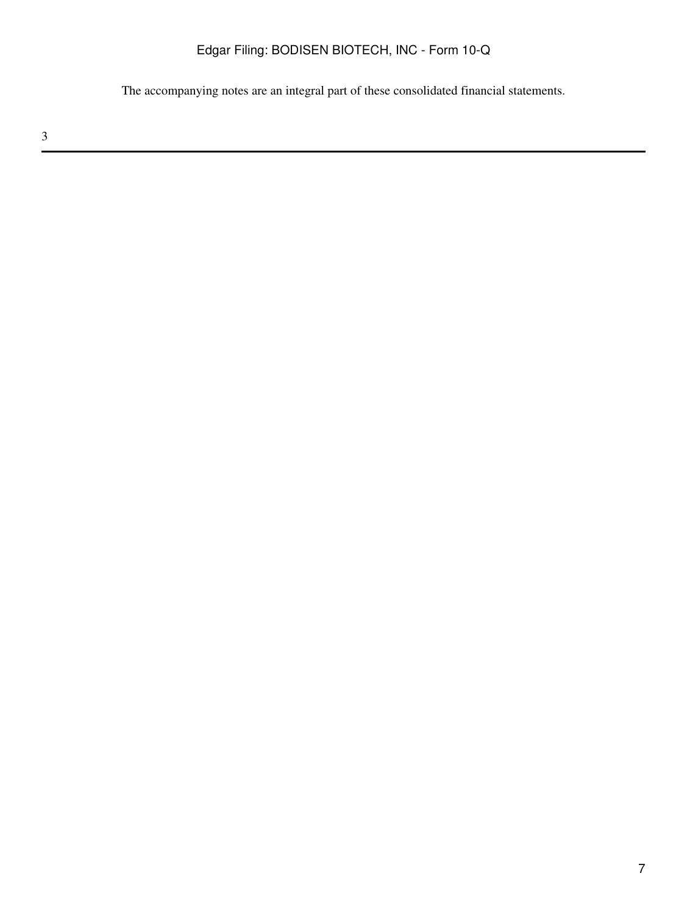The accompanying notes are an integral part of these consolidated financial statements.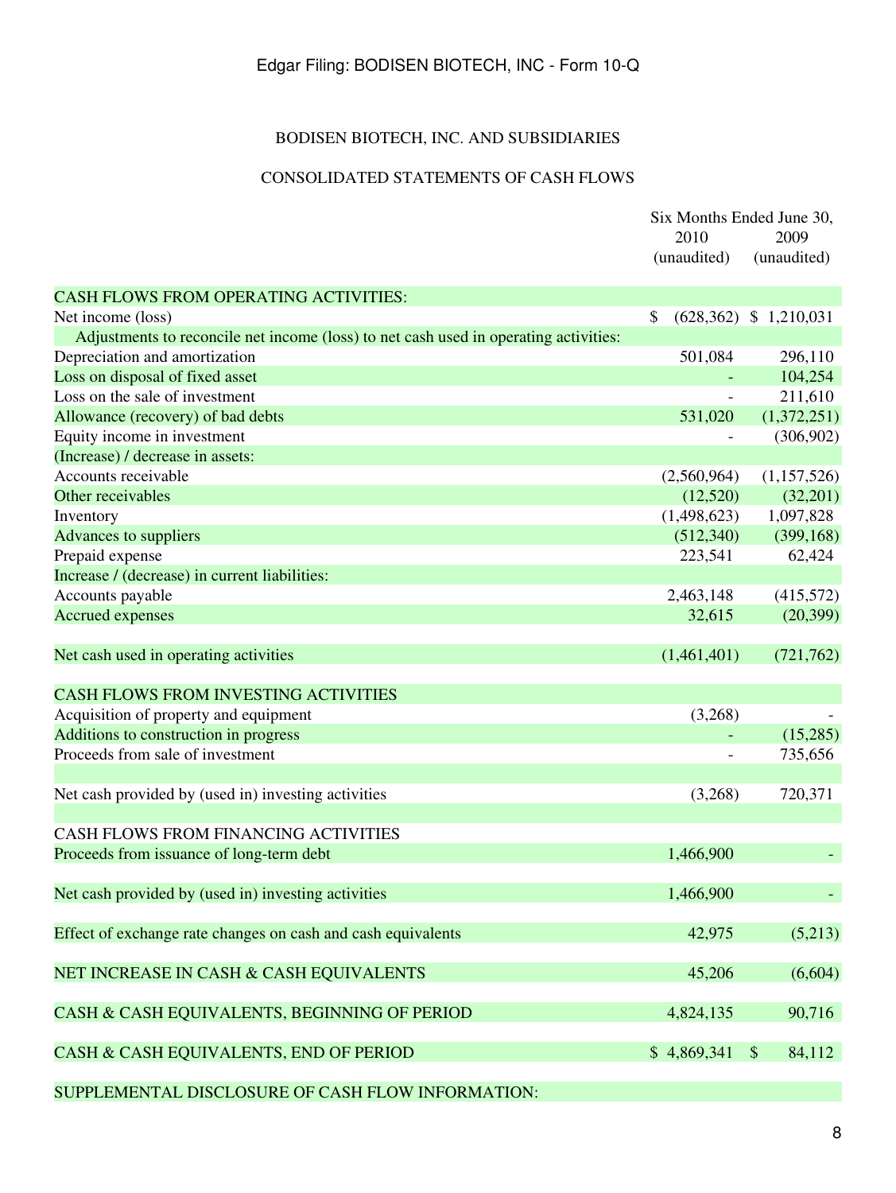BODISEN BIOTECH, INC. AND SUBSIDIARIES

CONSOLIDATED STATEMENTS OF CASH FLOWS

| | Six Months Ended June 30, 2010 (unaudited) | 2009 (unaudited) |
|---|---|---|
| CASH FLOWS FROM OPERATING ACTIVITIES: | | |
| Net income (loss) | $ (628,362) | $ 1,210,031 |
| Adjustments to reconcile net income (loss) to net cash used in operating activities: | | |
| Depreciation and amortization | 501,084 | 296,110 |
| Loss on disposal of fixed asset | - | 104,254 |
| Loss on the sale of investment | - | 211,610 |
| Allowance (recovery) of bad debts | 531,020 | (1,372,251) |
| Equity income in investment | - | (306,902) |
| (Increase) / decrease in assets: | | |
| Accounts receivable | (2,560,964) | (1,157,526) |
| Other receivables | (12,520) | (32,201) |
| Inventory | (1,498,623) | 1,097,828 |
| Advances to suppliers | (512,340) | (399,168) |
| Prepaid expense | 223,541 | 62,424 |
| Increase / (decrease) in current liabilities: | | |
| Accounts payable | 2,463,148 | (415,572) |
| Accrued expenses | 32,615 | (20,399) |
| Net cash used in operating activities | (1,461,401) | (721,762) |
| CASH FLOWS FROM INVESTING ACTIVITIES | | |
| Acquisition of property and equipment | (3,268) | - |
| Additions to construction in progress | - | (15,285) |
| Proceeds from sale of investment | - | 735,656 |
| Net cash provided by (used in) investing activities | (3,268) | 720,371 |
| CASH FLOWS FROM FINANCING ACTIVITIES | | |
| Proceeds from issuance of long-term debt | 1,466,900 | - |
| Net cash provided by (used in) investing activities | 1,466,900 | - |
| Effect of exchange rate changes on cash and cash equivalents | 42,975 | (5,213) |
| NET INCREASE IN CASH & CASH EQUIVALENTS | 45,206 | (6,604) |
| CASH & CASH EQUIVALENTS, BEGINNING OF PERIOD | 4,824,135 | 90,716 |
| CASH & CASH EQUIVALENTS, END OF PERIOD | $ 4,869,341 | $ 84,112 |
| SUPPLEMENTAL DISCLOSURE OF CASH FLOW INFORMATION: | | |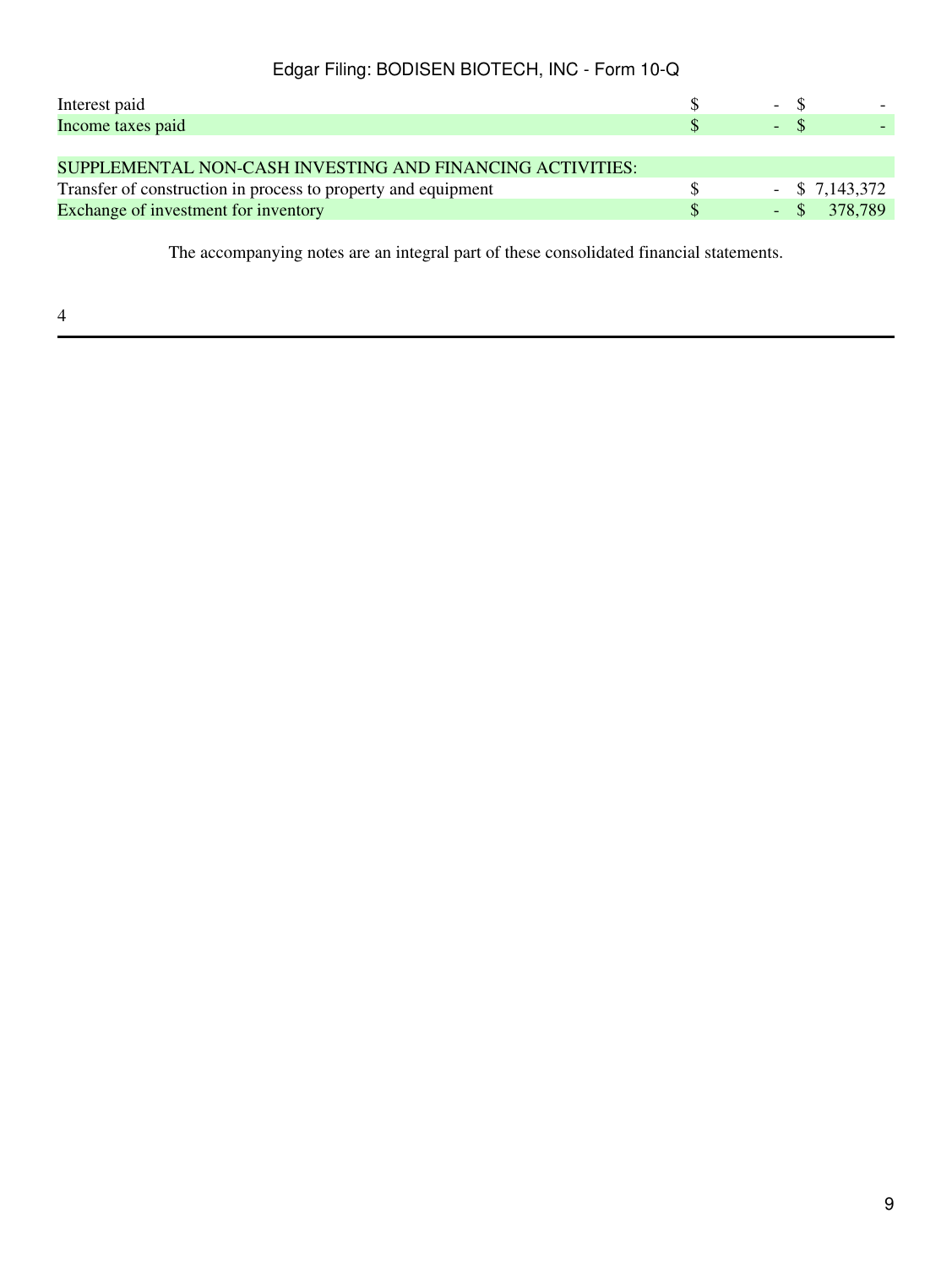| | | |
|---|---|---|
| Interest paid | $ - | $ - |
| Income taxes paid | $ - | $ - |
| | | |
| SUPPLEMENTAL NON-CASH INVESTING AND FINANCING ACTIVITIES: | | |
| Transfer of construction in process to property and equipment | $ - | $ 7,143,372 |
| Exchange of investment for inventory | $ - | $ 378,789 |

The accompanying notes are an integral part of these consolidated financial statements.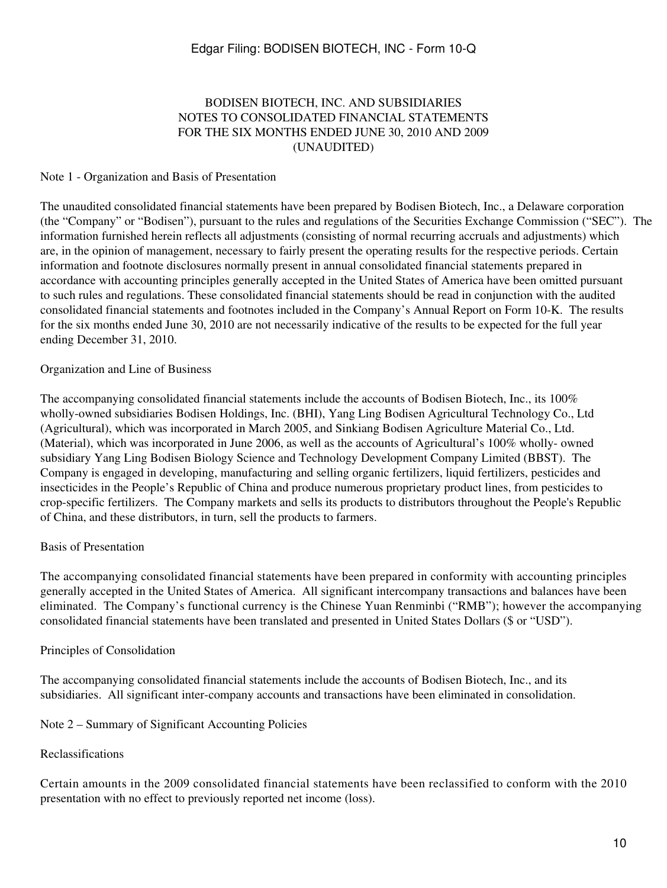# BODISEN BIOTECH, INC. AND SUBSIDIARIES
# NOTES TO CONSOLIDATED FINANCIAL STATEMENTS
# FOR THE SIX MONTHS ENDED JUNE 30, 2010 AND 2009
# (UNAUDITED)

## Note 1 - Organization and Basis of Presentation

The unaudited consolidated financial statements have been prepared by Bodisen Biotech, Inc., a Delaware corporation (the "Company" or "Bodisen"), pursuant to the rules and regulations of the Securities Exchange Commission ("SEC"). The information furnished herein reflects all adjustments (consisting of normal recurring accruals and adjustments) which are, in the opinion of management, necessary to fairly present the operating results for the respective periods. Certain information and footnote disclosures normally present in annual consolidated financial statements prepared in accordance with accounting principles generally accepted in the United States of America have been omitted pursuant to such rules and regulations. These consolidated financial statements should be read in conjunction with the audited consolidated financial statements and footnotes included in the Company's Annual Report on Form 10-K. The results for the six months ended June 30, 2010 are not necessarily indicative of the results to be expected for the full year ending December 31, 2010.

### Organization and Line of Business

The accompanying consolidated financial statements include the accounts of Bodisen Biotech, Inc., its 100% wholly-owned subsidiaries Bodisen Holdings, Inc. (BHI), Yang Ling Bodisen Agricultural Technology Co., Ltd (Agricultural), which was incorporated in March 2005, and Sinkiang Bodisen Agriculture Material Co., Ltd. (Material), which was incorporated in June 2006, as well as the accounts of Agricultural's 100% wholly- owned subsidiary Yang Ling Bodisen Biology Science and Technology Development Company Limited (BBST). The Company is engaged in developing, manufacturing and selling organic fertilizers, liquid fertilizers, pesticides and insecticides in the People's Republic of China and produce numerous proprietary product lines, from pesticides to crop-specific fertilizers. The Company markets and sells its products to distributors throughout the People's Republic of China, and these distributors, in turn, sell the products to farmers.

### Basis of Presentation

The accompanying consolidated financial statements have been prepared in conformity with accounting principles generally accepted in the United States of America. All significant intercompany transactions and balances have been eliminated. The Company's functional currency is the Chinese Yuan Renminbi ("RMB"); however the accompanying consolidated financial statements have been translated and presented in United States Dollars ($ or "USD").

### Principles of Consolidation

The accompanying consolidated financial statements include the accounts of Bodisen Biotech, Inc., and its subsidiaries. All significant inter-company accounts and transactions have been eliminated in consolidation.

## Note 2 – Summary of Significant Accounting Policies

### Reclassifications

Certain amounts in the 2009 consolidated financial statements have been reclassified to conform with the 2010 presentation with no effect to previously reported net income (loss).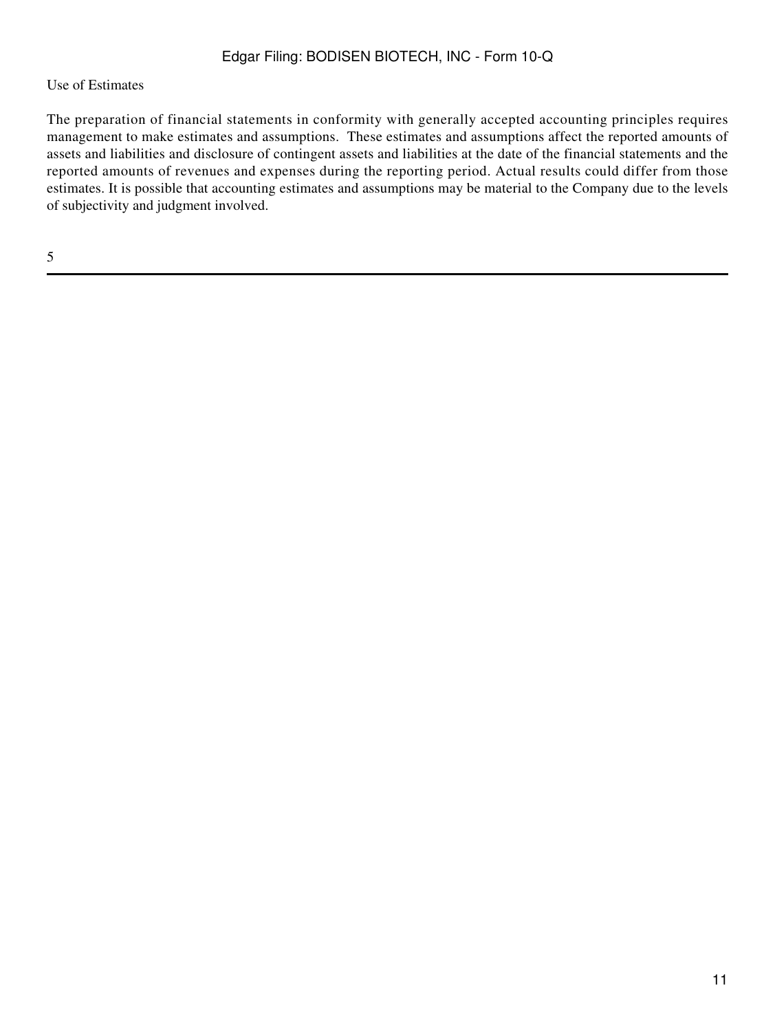Use of Estimates

The preparation of financial statements in conformity with generally accepted accounting principles requires management to make estimates and assumptions.  These estimates and assumptions affect the reported amounts of assets and liabilities and disclosure of contingent assets and liabilities at the date of the financial statements and the reported amounts of revenues and expenses during the reporting period. Actual results could differ from those estimates. It is possible that accounting estimates and assumptions may be material to the Company due to the levels of subjectivity and judgment involved.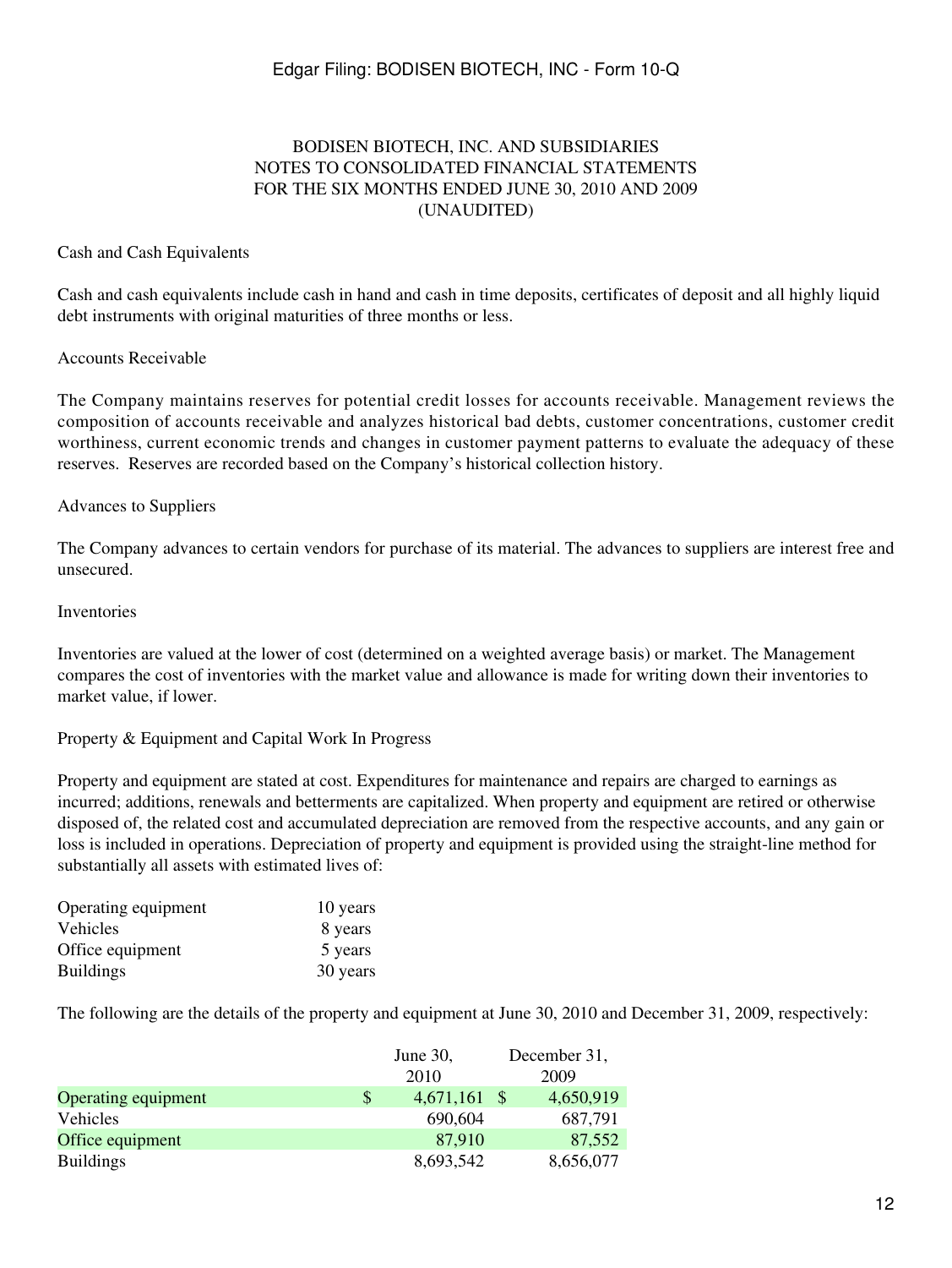BODISEN BIOTECH, INC. AND SUBSIDIARIES
NOTES TO CONSOLIDATED FINANCIAL STATEMENTS
FOR THE SIX MONTHS ENDED JUNE 30, 2010 AND 2009
(UNAUDITED)

Cash and Cash Equivalents

Cash and cash equivalents include cash in hand and cash in time deposits, certificates of deposit and all highly liquid debt instruments with original maturities of three months or less.

Accounts Receivable

The Company maintains reserves for potential credit losses for accounts receivable. Management reviews the composition of accounts receivable and analyzes historical bad debts, customer concentrations, customer credit worthiness, current economic trends and changes in customer payment patterns to evaluate the adequacy of these reserves. Reserves are recorded based on the Company's historical collection history.

Advances to Suppliers

The Company advances to certain vendors for purchase of its material. The advances to suppliers are interest free and unsecured.

Inventories

Inventories are valued at the lower of cost (determined on a weighted average basis) or market. The Management compares the cost of inventories with the market value and allowance is made for writing down their inventories to market value, if lower.

Property & Equipment and Capital Work In Progress

Property and equipment are stated at cost. Expenditures for maintenance and repairs are charged to earnings as incurred; additions, renewals and betterments are capitalized. When property and equipment are retired or otherwise disposed of, the related cost and accumulated depreciation are removed from the respective accounts, and any gain or loss is included in operations. Depreciation of property and equipment is provided using the straight-line method for substantially all assets with estimated lives of:

| | |
|---|---|
| Operating equipment | 10 years |
| Vehicles | 8 years |
| Office equipment | 5 years |
| Buildings | 30 years |

The following are the details of the property and equipment at June 30, 2010 and December 31, 2009, respectively:

| | June 30, 2010 | December 31, 2009 |
|---|---|---|
| Operating equipment | $ 4,671,161 | $ 4,650,919 |
| Vehicles | 690,604 | 687,791 |
| Office equipment | 87,910 | 87,552 |
| Buildings | 8,693,542 | 8,656,077 |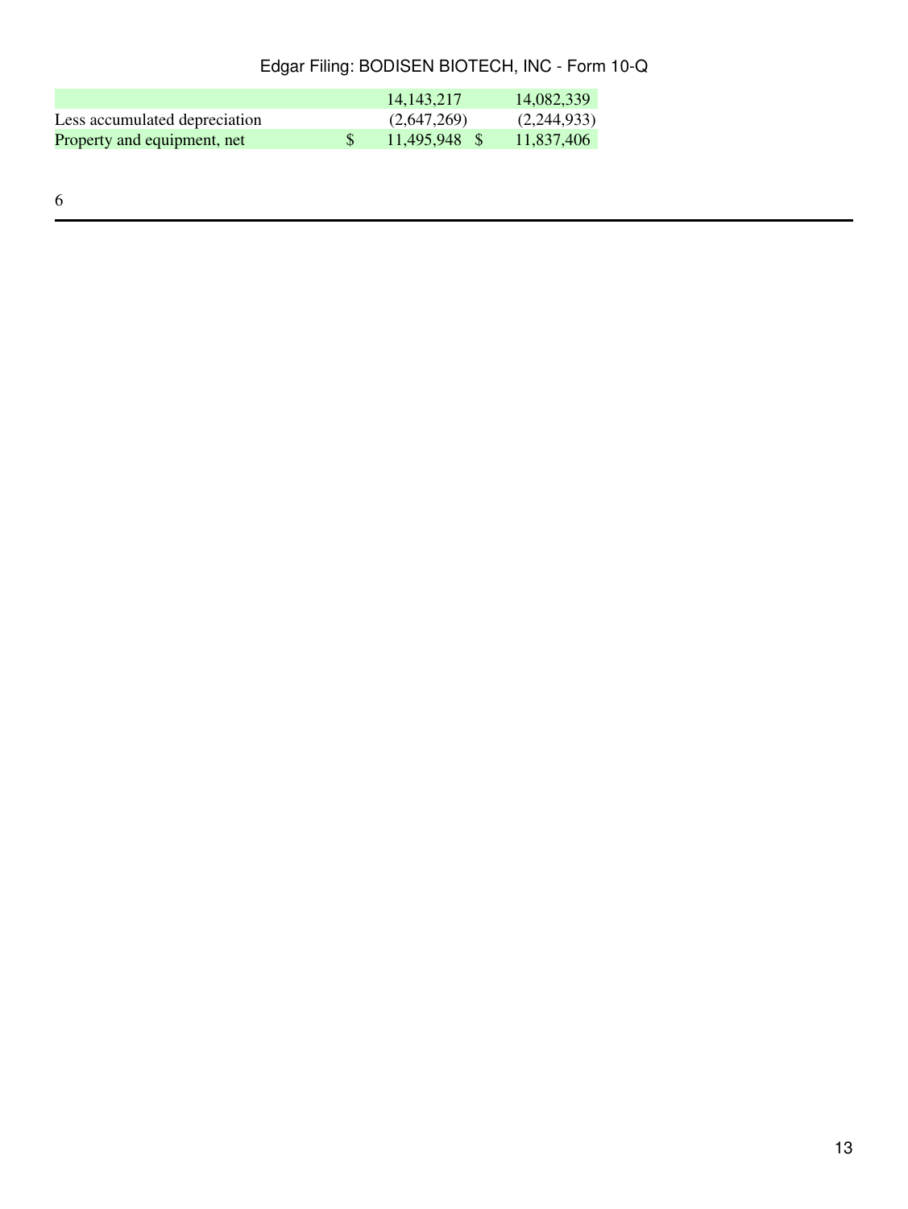| | | |
|---|---|---|
| | 14,143,217 | 14,082,339 |
| Less accumulated depreciation | (2,647,269) | (2,244,933) |
| Property and equipment, net | $ 11,495,948 | $ 11,837,406 |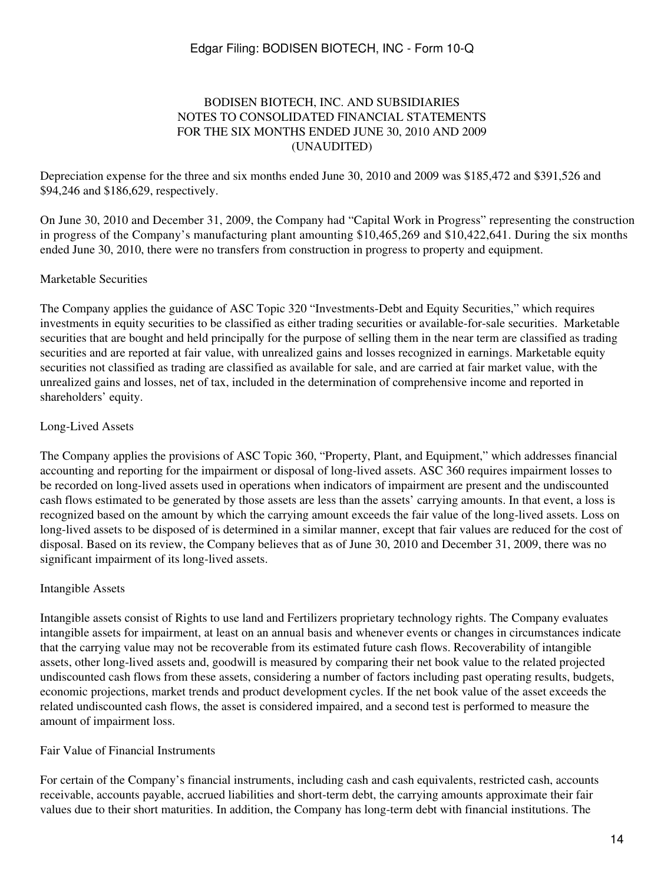# BODISEN BIOTECH, INC. AND SUBSIDIARIES
## NOTES TO CONSOLIDATED FINANCIAL STATEMENTS
## FOR THE SIX MONTHS ENDED JUNE 30, 2010 AND 2009
## (UNAUDITED)

Depreciation expense for the three and six months ended June 30, 2010 and 2009 was $185,472 and $391,526 and $94,246 and $186,629, respectively.

On June 30, 2010 and December 31, 2009, the Company had "Capital Work in Progress" representing the construction in progress of the Company's manufacturing plant amounting $10,465,269 and $10,422,641. During the six months ended June 30, 2010, there were no transfers from construction in progress to property and equipment.

### Marketable Securities

The Company applies the guidance of ASC Topic 320 "Investments-Debt and Equity Securities," which requires investments in equity securities to be classified as either trading securities or available-for-sale securities. Marketable securities that are bought and held principally for the purpose of selling them in the near term are classified as trading securities and are reported at fair value, with unrealized gains and losses recognized in earnings. Marketable equity securities not classified as trading are classified as available for sale, and are carried at fair market value, with the unrealized gains and losses, net of tax, included in the determination of comprehensive income and reported in shareholders' equity.

### Long-Lived Assets

The Company applies the provisions of ASC Topic 360, "Property, Plant, and Equipment," which addresses financial accounting and reporting for the impairment or disposal of long-lived assets. ASC 360 requires impairment losses to be recorded on long-lived assets used in operations when indicators of impairment are present and the undiscounted cash flows estimated to be generated by those assets are less than the assets' carrying amounts. In that event, a loss is recognized based on the amount by which the carrying amount exceeds the fair value of the long-lived assets. Loss on long-lived assets to be disposed of is determined in a similar manner, except that fair values are reduced for the cost of disposal. Based on its review, the Company believes that as of June 30, 2010 and December 31, 2009, there was no significant impairment of its long-lived assets.

### Intangible Assets

Intangible assets consist of Rights to use land and Fertilizers proprietary technology rights. The Company evaluates intangible assets for impairment, at least on an annual basis and whenever events or changes in circumstances indicate that the carrying value may not be recoverable from its estimated future cash flows. Recoverability of intangible assets, other long-lived assets and, goodwill is measured by comparing their net book value to the related projected undiscounted cash flows from these assets, considering a number of factors including past operating results, budgets, economic projections, market trends and product development cycles. If the net book value of the asset exceeds the related undiscounted cash flows, the asset is considered impaired, and a second test is performed to measure the amount of impairment loss.

### Fair Value of Financial Instruments

For certain of the Company's financial instruments, including cash and cash equivalents, restricted cash, accounts receivable, accounts payable, accrued liabilities and short-term debt, the carrying amounts approximate their fair values due to their short maturities. In addition, the Company has long-term debt with financial institutions. The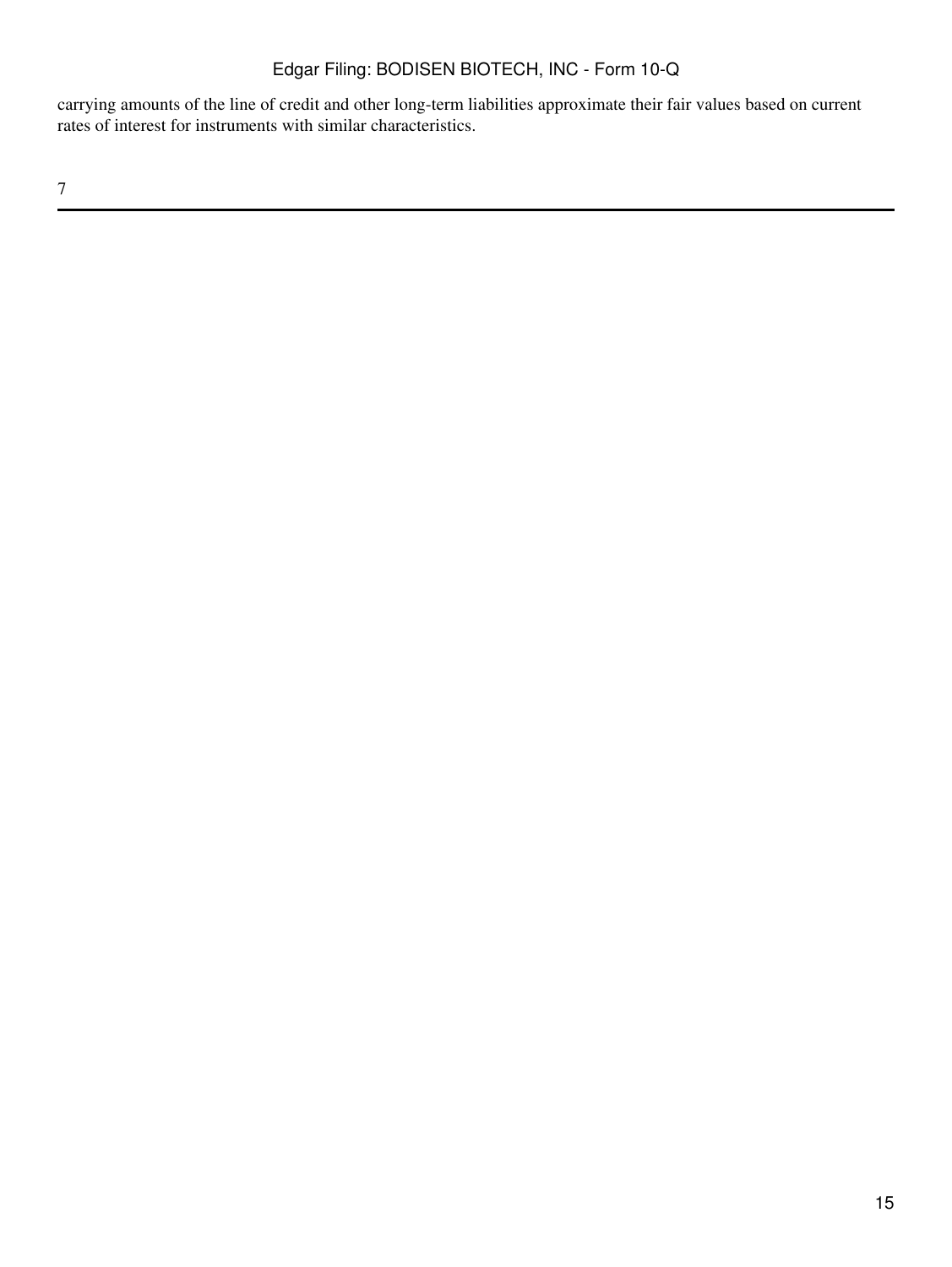carrying amounts of the line of credit and other long-term liabilities approximate their fair values based on current rates of interest for instruments with similar characteristics.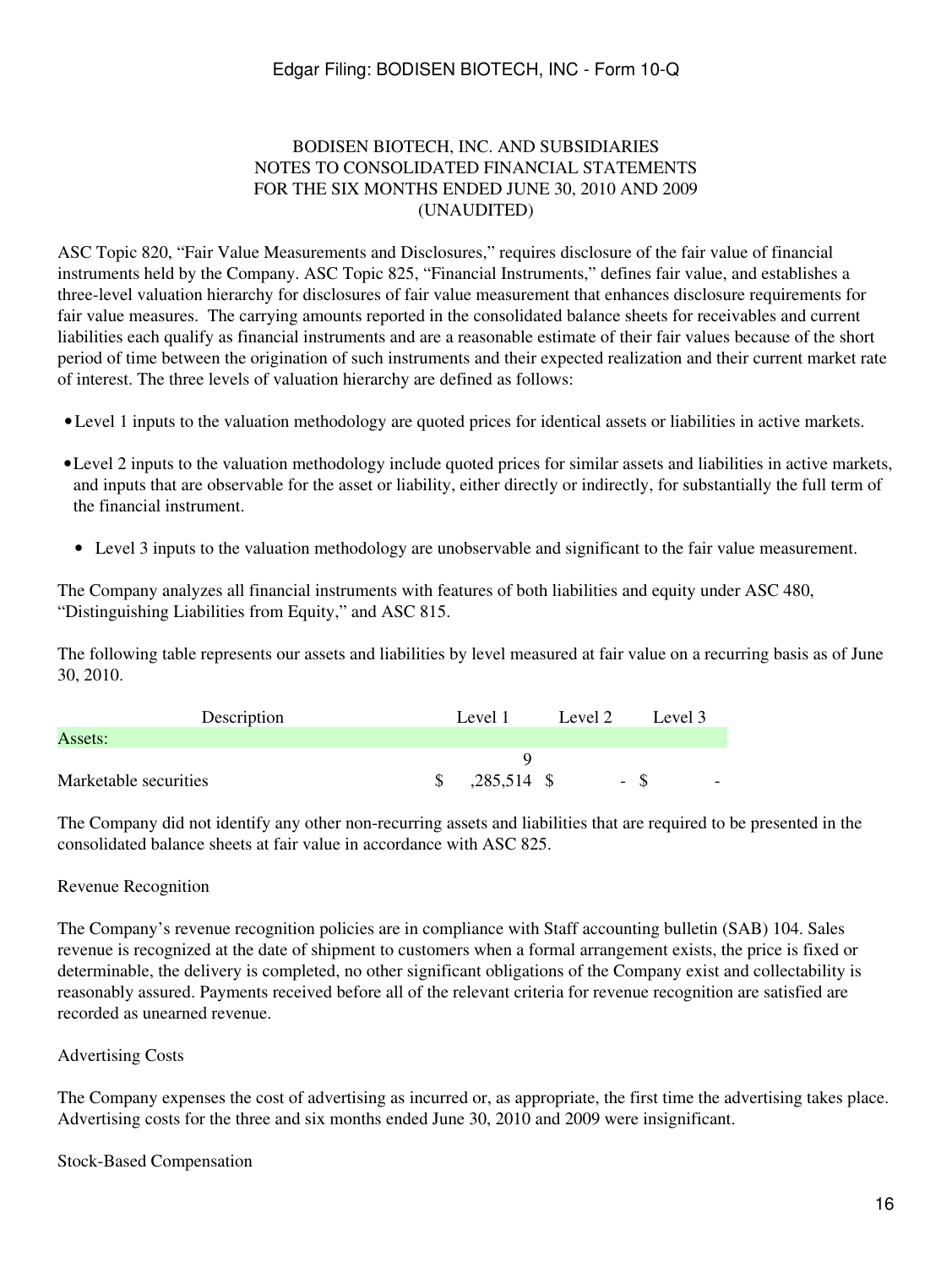BODISEN BIOTECH, INC. AND SUBSIDIARIES
NOTES TO CONSOLIDATED FINANCIAL STATEMENTS
FOR THE SIX MONTHS ENDED JUNE 30, 2010 AND 2009
(UNAUDITED)

ASC Topic 820, "Fair Value Measurements and Disclosures," requires disclosure of the fair value of financial instruments held by the Company. ASC Topic 825, "Financial Instruments," defines fair value, and establishes a three-level valuation hierarchy for disclosures of fair value measurement that enhances disclosure requirements for fair value measures. The carrying amounts reported in the consolidated balance sheets for receivables and current liabilities each qualify as financial instruments and are a reasonable estimate of their fair values because of the short period of time between the origination of such instruments and their expected realization and their current market rate of interest. The three levels of valuation hierarchy are defined as follows:

- Level 1 inputs to the valuation methodology are quoted prices for identical assets or liabilities in active markets.
- Level 2 inputs to the valuation methodology include quoted prices for similar assets and liabilities in active markets, and inputs that are observable for the asset or liability, either directly or indirectly, for substantially the full term of the financial instrument.
- Level 3 inputs to the valuation methodology are unobservable and significant to the fair value measurement.

The Company analyzes all financial instruments with features of both liabilities and equity under ASC 480, "Distinguishing Liabilities from Equity," and ASC 815.

The following table represents our assets and liabilities by level measured at fair value on a recurring basis as of June 30, 2010.

| Description | Level 1 | Level 2 | Level 3 |
|---|---|---|---|
| Assets: | | | |
| Marketable securities | $ 9,285,514 | $ - | $ - |

The Company did not identify any other non-recurring assets and liabilities that are required to be presented in the consolidated balance sheets at fair value in accordance with ASC 825.

Revenue Recognition

The Company's revenue recognition policies are in compliance with Staff accounting bulletin (SAB) 104. Sales revenue is recognized at the date of shipment to customers when a formal arrangement exists, the price is fixed or determinable, the delivery is completed, no other significant obligations of the Company exist and collectability is reasonably assured. Payments received before all of the relevant criteria for revenue recognition are satisfied are recorded as unearned revenue.

Advertising Costs

The Company expenses the cost of advertising as incurred or, as appropriate, the first time the advertising takes place. Advertising costs for the three and six months ended June 30, 2010 and 2009 were insignificant.

Stock-Based Compensation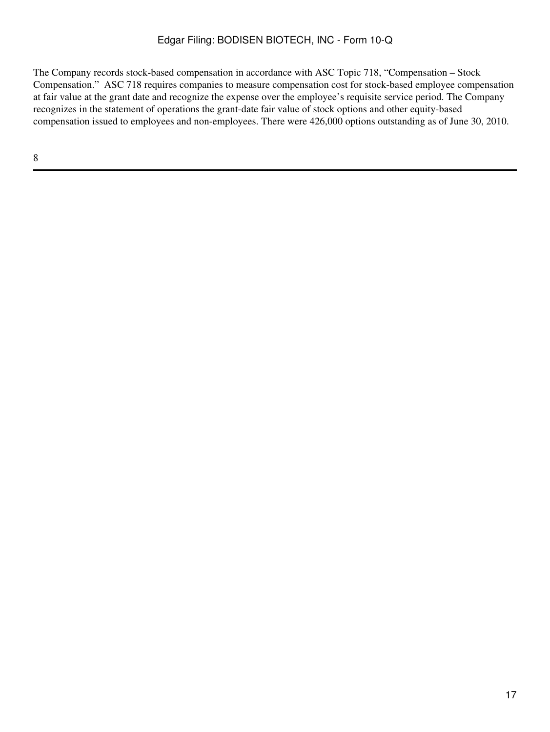The Company records stock-based compensation in accordance with ASC Topic 718, "Compensation – Stock Compensation." ASC 718 requires companies to measure compensation cost for stock-based employee compensation at fair value at the grant date and recognize the expense over the employee's requisite service period. The Company recognizes in the statement of operations the grant-date fair value of stock options and other equity-based compensation issued to employees and non-employees. There were 426,000 options outstanding as of June 30, 2010.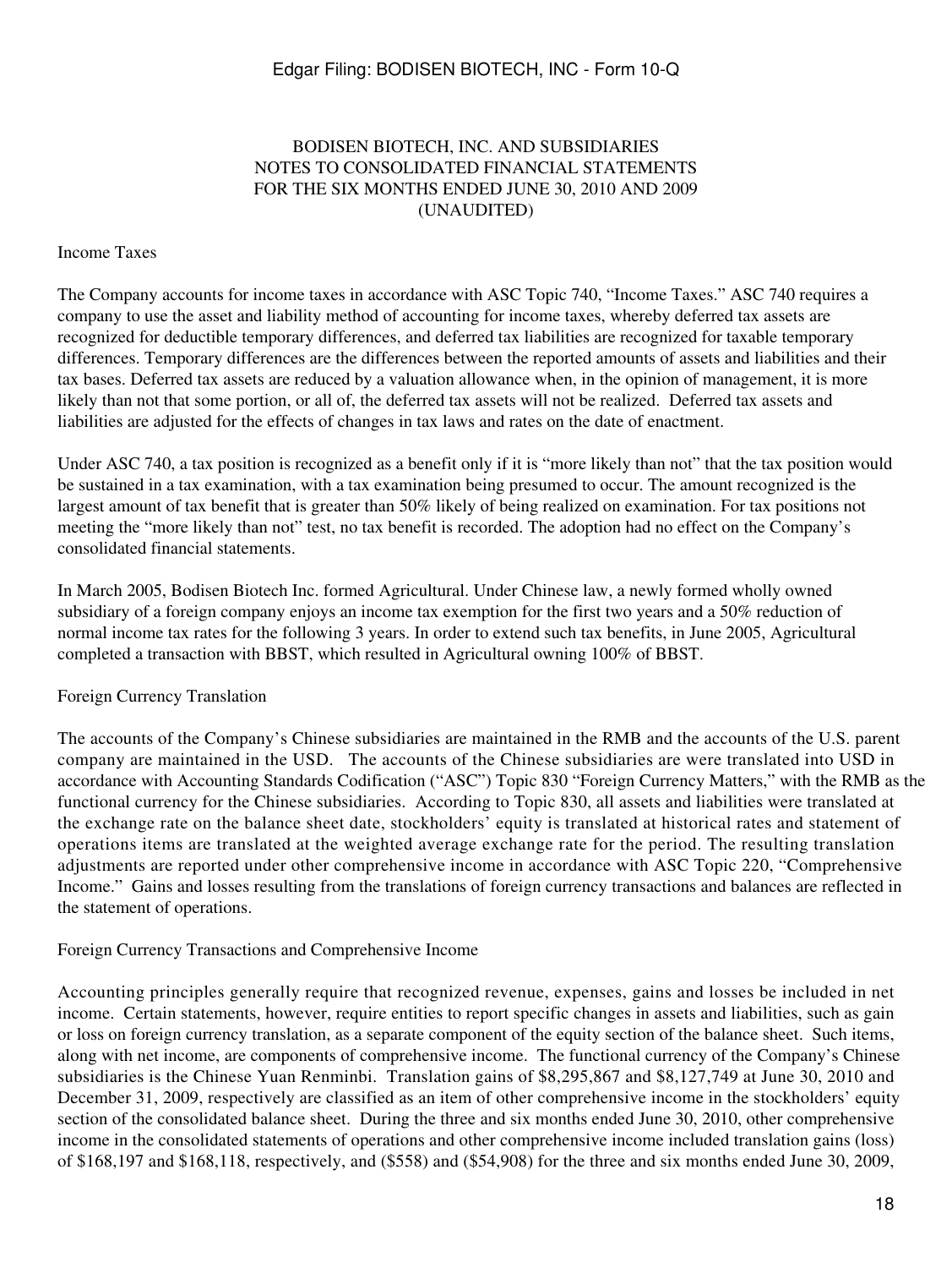BODISEN BIOTECH, INC. AND SUBSIDIARIES
NOTES TO CONSOLIDATED FINANCIAL STATEMENTS
FOR THE SIX MONTHS ENDED JUNE 30, 2010 AND 2009
(UNAUDITED)

Income Taxes

The Company accounts for income taxes in accordance with ASC Topic 740, "Income Taxes." ASC 740 requires a company to use the asset and liability method of accounting for income taxes, whereby deferred tax assets are recognized for deductible temporary differences, and deferred tax liabilities are recognized for taxable temporary differences. Temporary differences are the differences between the reported amounts of assets and liabilities and their tax bases. Deferred tax assets are reduced by a valuation allowance when, in the opinion of management, it is more likely than not that some portion, or all of, the deferred tax assets will not be realized. Deferred tax assets and liabilities are adjusted for the effects of changes in tax laws and rates on the date of enactment.

Under ASC 740, a tax position is recognized as a benefit only if it is "more likely than not" that the tax position would be sustained in a tax examination, with a tax examination being presumed to occur. The amount recognized is the largest amount of tax benefit that is greater than 50% likely of being realized on examination. For tax positions not meeting the "more likely than not" test, no tax benefit is recorded. The adoption had no effect on the Company's consolidated financial statements.

In March 2005, Bodisen Biotech Inc. formed Agricultural. Under Chinese law, a newly formed wholly owned subsidiary of a foreign company enjoys an income tax exemption for the first two years and a 50% reduction of normal income tax rates for the following 3 years. In order to extend such tax benefits, in June 2005, Agricultural completed a transaction with BBST, which resulted in Agricultural owning 100% of BBST.

Foreign Currency Translation

The accounts of the Company's Chinese subsidiaries are maintained in the RMB and the accounts of the U.S. parent company are maintained in the USD. The accounts of the Chinese subsidiaries are were translated into USD in accordance with Accounting Standards Codification ("ASC") Topic 830 "Foreign Currency Matters," with the RMB as the functional currency for the Chinese subsidiaries. According to Topic 830, all assets and liabilities were translated at the exchange rate on the balance sheet date, stockholders' equity is translated at historical rates and statement of operations items are translated at the weighted average exchange rate for the period. The resulting translation adjustments are reported under other comprehensive income in accordance with ASC Topic 220, "Comprehensive Income." Gains and losses resulting from the translations of foreign currency transactions and balances are reflected in the statement of operations.

Foreign Currency Transactions and Comprehensive Income

Accounting principles generally require that recognized revenue, expenses, gains and losses be included in net income. Certain statements, however, require entities to report specific changes in assets and liabilities, such as gain or loss on foreign currency translation, as a separate component of the equity section of the balance sheet. Such items, along with net income, are components of comprehensive income. The functional currency of the Company's Chinese subsidiaries is the Chinese Yuan Renminbi. Translation gains of $8,295,867 and $8,127,749 at June 30, 2010 and December 31, 2009, respectively are classified as an item of other comprehensive income in the stockholders' equity section of the consolidated balance sheet. During the three and six months ended June 30, 2010, other comprehensive income in the consolidated statements of operations and other comprehensive income included translation gains (loss) of $168,197 and $168,118, respectively, and ($558) and ($54,908) for the three and six months ended June 30, 2009,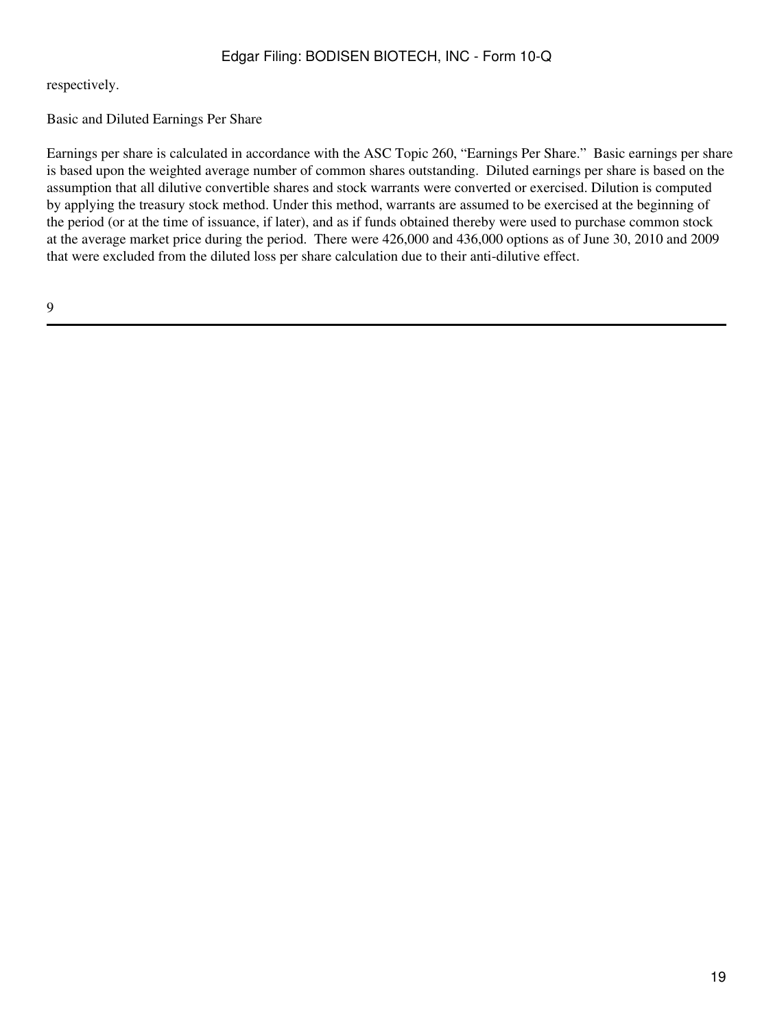respectively.

Basic and Diluted Earnings Per Share

Earnings per share is calculated in accordance with the ASC Topic 260, "Earnings Per Share." Basic earnings per share is based upon the weighted average number of common shares outstanding. Diluted earnings per share is based on the assumption that all dilutive convertible shares and stock warrants were converted or exercised. Dilution is computed by applying the treasury stock method. Under this method, warrants are assumed to be exercised at the beginning of the period (or at the time of issuance, if later), and as if funds obtained thereby were used to purchase common stock at the average market price during the period. There were 426,000 and 436,000 options as of June 30, 2010 and 2009 that were excluded from the diluted loss per share calculation due to their anti-dilutive effect.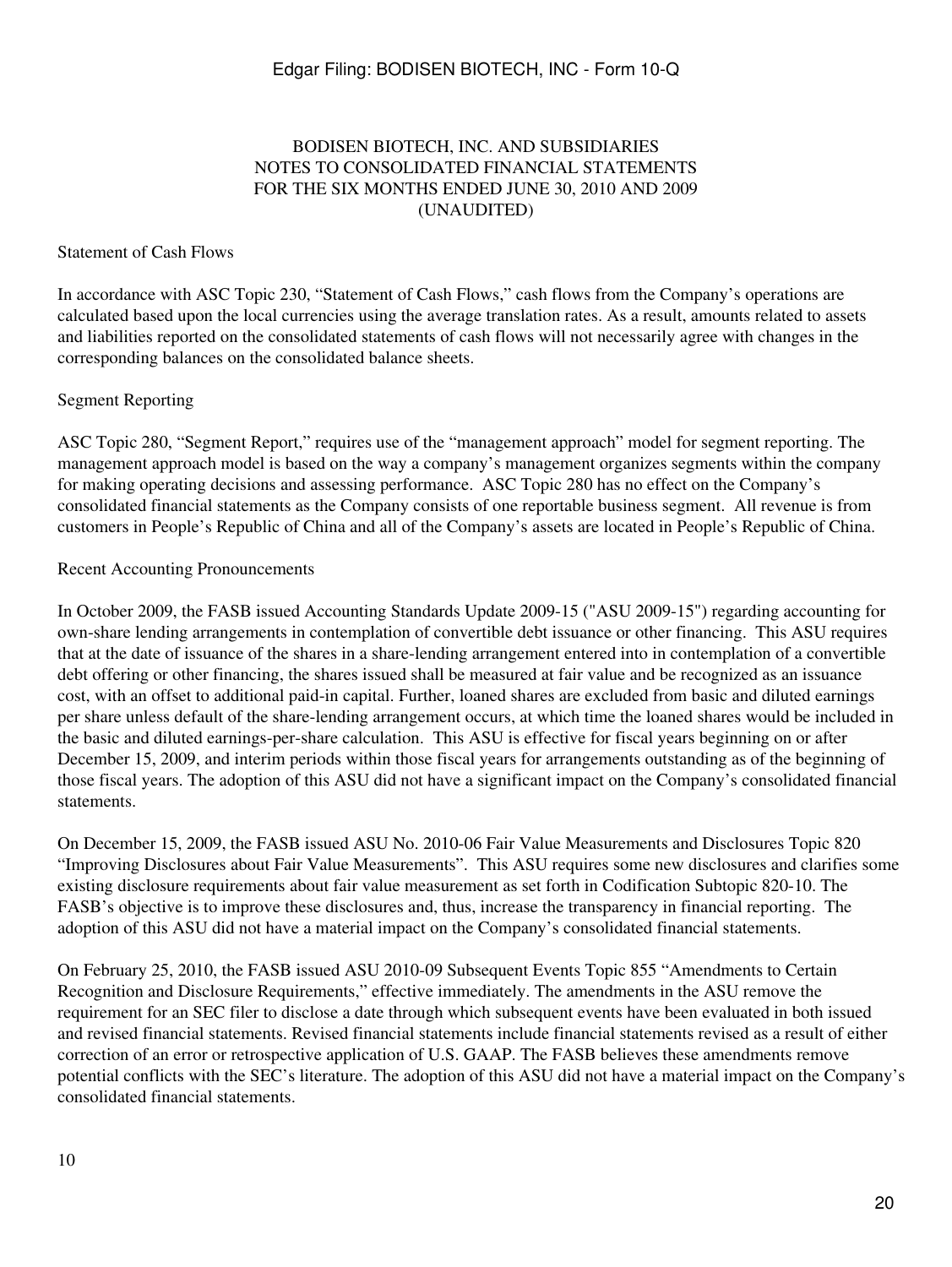BODISEN BIOTECH, INC. AND SUBSIDIARIES
NOTES TO CONSOLIDATED FINANCIAL STATEMENTS
FOR THE SIX MONTHS ENDED JUNE 30, 2010 AND 2009
(UNAUDITED)

Statement of Cash Flows

In accordance with ASC Topic 230, "Statement of Cash Flows," cash flows from the Company's operations are calculated based upon the local currencies using the average translation rates. As a result, amounts related to assets and liabilities reported on the consolidated statements of cash flows will not necessarily agree with changes in the corresponding balances on the consolidated balance sheets.

Segment Reporting

ASC Topic 280, "Segment Report," requires use of the "management approach" model for segment reporting. The management approach model is based on the way a company's management organizes segments within the company for making operating decisions and assessing performance. ASC Topic 280 has no effect on the Company's consolidated financial statements as the Company consists of one reportable business segment. All revenue is from customers in People's Republic of China and all of the Company's assets are located in People's Republic of China.

Recent Accounting Pronouncements

In October 2009, the FASB issued Accounting Standards Update 2009-15 ("ASU 2009-15") regarding accounting for own-share lending arrangements in contemplation of convertible debt issuance or other financing. This ASU requires that at the date of issuance of the shares in a share-lending arrangement entered into in contemplation of a convertible debt offering or other financing, the shares issued shall be measured at fair value and be recognized as an issuance cost, with an offset to additional paid-in capital. Further, loaned shares are excluded from basic and diluted earnings per share unless default of the share-lending arrangement occurs, at which time the loaned shares would be included in the basic and diluted earnings-per-share calculation. This ASU is effective for fiscal years beginning on or after December 15, 2009, and interim periods within those fiscal years for arrangements outstanding as of the beginning of those fiscal years. The adoption of this ASU did not have a significant impact on the Company's consolidated financial statements.

On December 15, 2009, the FASB issued ASU No. 2010-06 Fair Value Measurements and Disclosures Topic 820 "Improving Disclosures about Fair Value Measurements". This ASU requires some new disclosures and clarifies some existing disclosure requirements about fair value measurement as set forth in Codification Subtopic 820-10. The FASB's objective is to improve these disclosures and, thus, increase the transparency in financial reporting. The adoption of this ASU did not have a material impact on the Company's consolidated financial statements.

On February 25, 2010, the FASB issued ASU 2010-09 Subsequent Events Topic 855 "Amendments to Certain Recognition and Disclosure Requirements," effective immediately. The amendments in the ASU remove the requirement for an SEC filer to disclose a date through which subsequent events have been evaluated in both issued and revised financial statements. Revised financial statements include financial statements revised as a result of either correction of an error or retrospective application of U.S. GAAP. The FASB believes these amendments remove potential conflicts with the SEC's literature. The adoption of this ASU did not have a material impact on the Company's consolidated financial statements.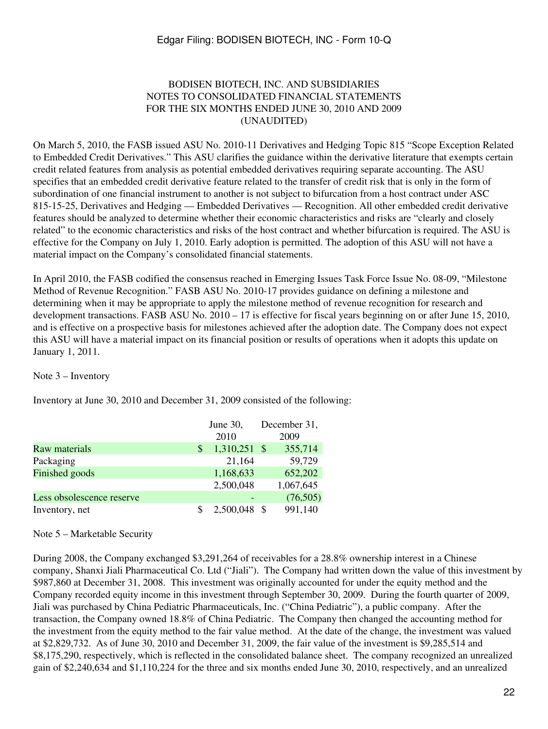## BODISEN BIOTECH, INC. AND SUBSIDIARIES
## NOTES TO CONSOLIDATED FINANCIAL STATEMENTS
## FOR THE SIX MONTHS ENDED JUNE 30, 2010 AND 2009
## (UNAUDITED)

On March 5, 2010, the FASB issued ASU No. 2010-11 Derivatives and Hedging Topic 815 "Scope Exception Related to Embedded Credit Derivatives." This ASU clarifies the guidance within the derivative literature that exempts certain credit related features from analysis as potential embedded derivatives requiring separate accounting. The ASU specifies that an embedded credit derivative feature related to the transfer of credit risk that is only in the form of subordination of one financial instrument to another is not subject to bifurcation from a host contract under ASC 815-15-25, Derivatives and Hedging — Embedded Derivatives — Recognition. All other embedded credit derivative features should be analyzed to determine whether their economic characteristics and risks are "clearly and closely related" to the economic characteristics and risks of the host contract and whether bifurcation is required. The ASU is effective for the Company on July 1, 2010. Early adoption is permitted. The adoption of this ASU will not have a material impact on the Company's consolidated financial statements.

In April 2010, the FASB codified the consensus reached in Emerging Issues Task Force Issue No. 08-09, "Milestone Method of Revenue Recognition." FASB ASU No. 2010-17 provides guidance on defining a milestone and determining when it may be appropriate to apply the milestone method of revenue recognition for research and development transactions. FASB ASU No. 2010 – 17 is effective for fiscal years beginning on or after June 15, 2010, and is effective on a prospective basis for milestones achieved after the adoption date. The Company does not expect this ASU will have a material impact on its financial position or results of operations when it adopts this update on January 1, 2011.

Note 3 – Inventory

Inventory at June 30, 2010 and December 31, 2009 consisted of the following:

| | June 30, 2010 | December 31, 2009 |
|---|---|---|
| Raw materials | $ 1,310,251 | $ 355,714 |
| Packaging | 21,164 | 59,729 |
| Finished goods | 1,168,633 | 652,202 |
| | 2,500,048 | 1,067,645 |
| Less obsolescence reserve | - | (76,505) |
| Inventory, net | $ 2,500,048 | $ 991,140 |

Note 5 – Marketable Security

During 2008, the Company exchanged $3,291,264 of receivables for a 28.8% ownership interest in a Chinese company, Shanxi Jiali Pharmaceutical Co. Ltd ("Jiali"). The Company had written down the value of this investment by $987,860 at December 31, 2008. This investment was originally accounted for under the equity method and the Company recorded equity income in this investment through September 30, 2009. During the fourth quarter of 2009, Jiali was purchased by China Pediatric Pharmaceuticals, Inc. ("China Pediatric"), a public company. After the transaction, the Company owned 18.8% of China Pediatric. The Company then changed the accounting method for the investment from the equity method to the fair value method. At the date of the change, the investment was valued at $2,829,732. As of June 30, 2010 and December 31, 2009, the fair value of the investment is $9,285,514 and $8,175,290, respectively, which is reflected in the consolidated balance sheet. The company recognized an unrealized gain of $2,240,634 and $1,110,224 for the three and six months ended June 30, 2010, respectively, and an unrealized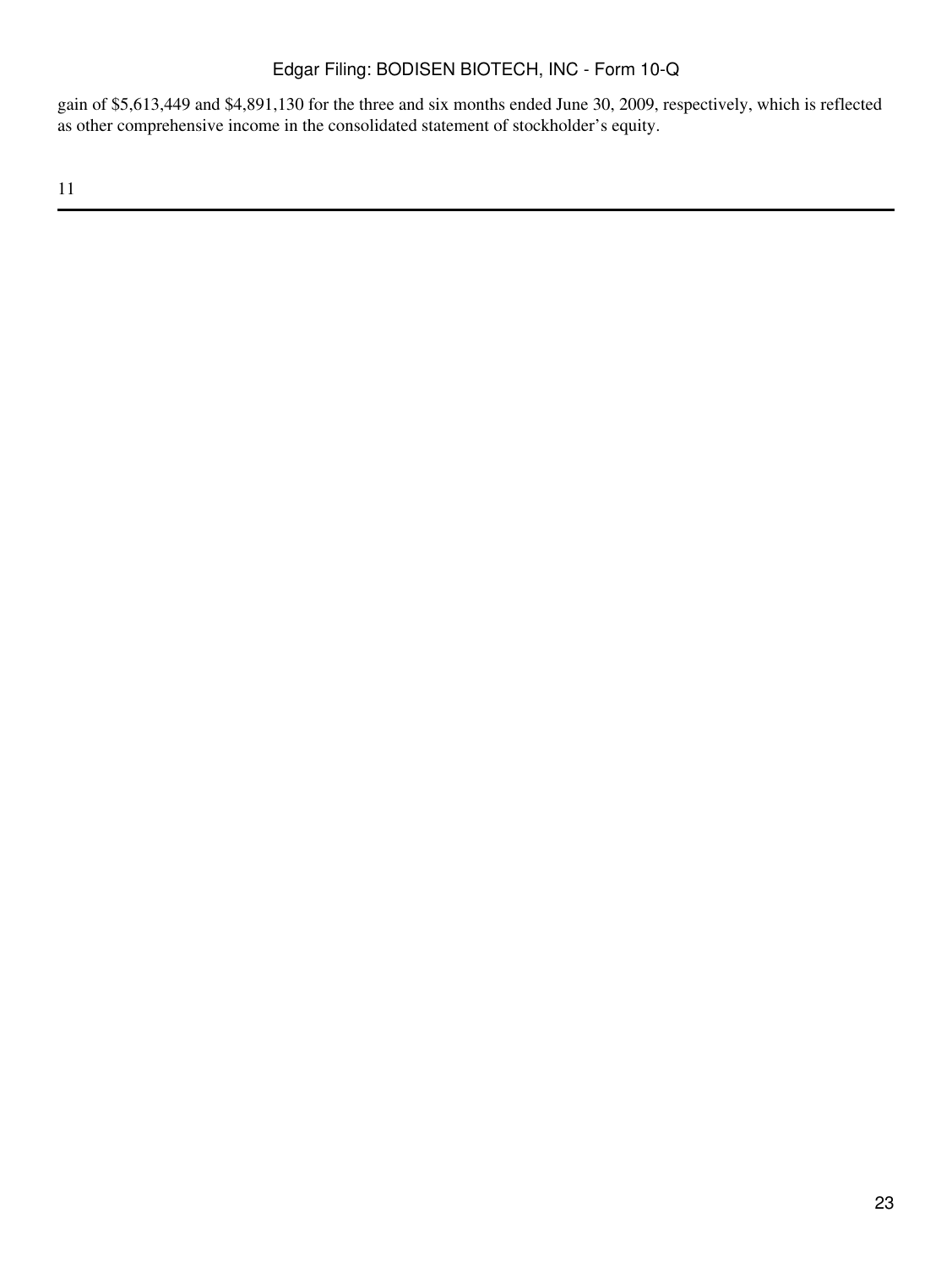gain of $5,613,449 and $4,891,130 for the three and six months ended June 30, 2009, respectively, which is reflected as other comprehensive income in the consolidated statement of stockholder's equity.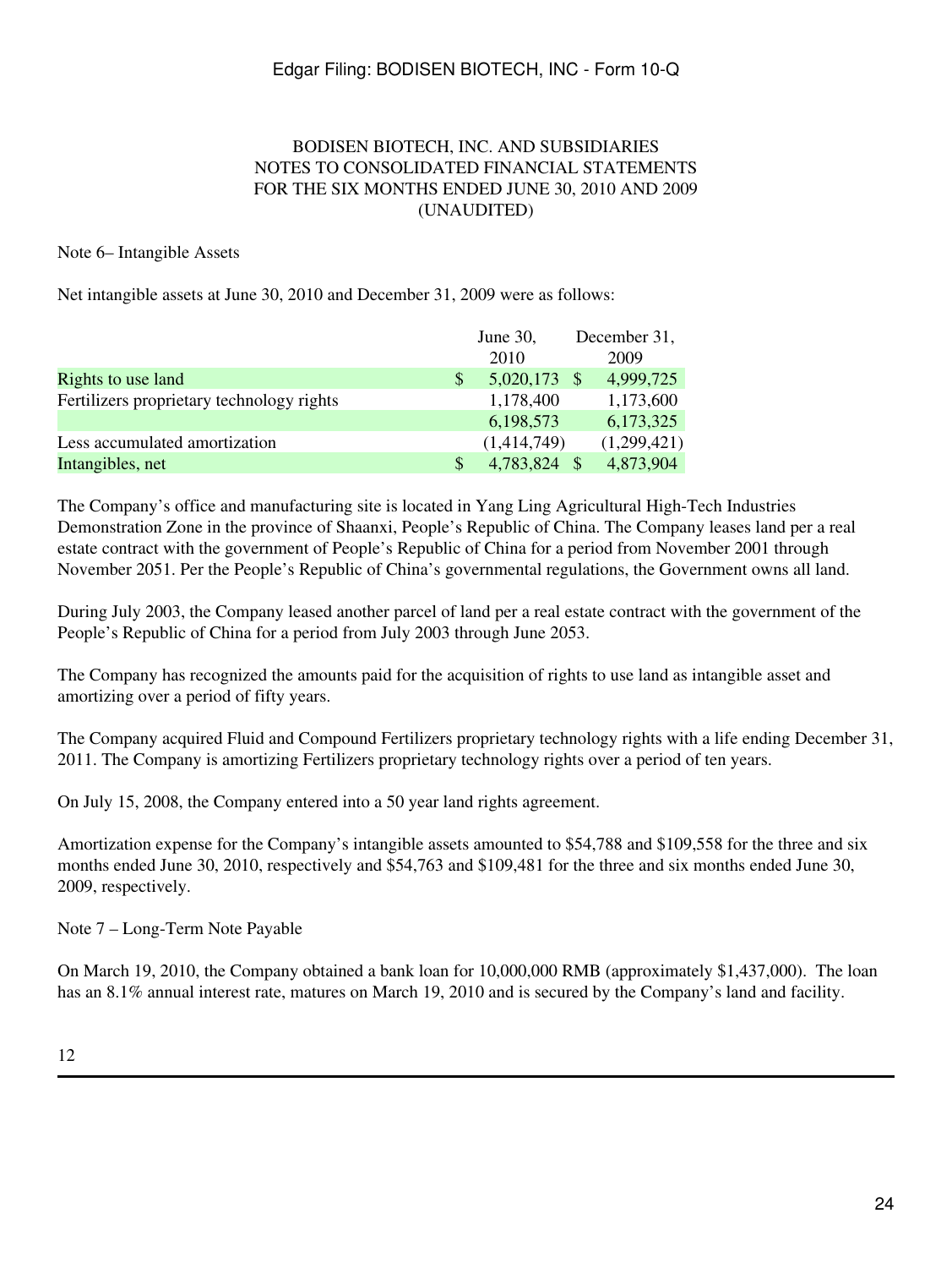BODISEN BIOTECH, INC. AND SUBSIDIARIES
NOTES TO CONSOLIDATED FINANCIAL STATEMENTS
FOR THE SIX MONTHS ENDED JUNE 30, 2010 AND 2009
(UNAUDITED)

Note 6– Intangible Assets

Net intangible assets at June 30, 2010 and December 31, 2009 were as follows:

| | June 30, 2010 | December 31, 2009 |
|---|---|---|
| Rights to use land | $ 5,020,173 | $ 4,999,725 |
| Fertilizers proprietary technology rights | 1,178,400 | 1,173,600 |
| | 6,198,573 | 6,173,325 |
| Less accumulated amortization | (1,414,749) | (1,299,421) |
| Intangibles, net | $ 4,783,824 | $ 4,873,904 |

The Company's office and manufacturing site is located in Yang Ling Agricultural High-Tech Industries Demonstration Zone in the province of Shaanxi, People's Republic of China. The Company leases land per a real estate contract with the government of People's Republic of China for a period from November 2001 through November 2051. Per the People's Republic of China's governmental regulations, the Government owns all land.

During July 2003, the Company leased another parcel of land per a real estate contract with the government of the People's Republic of China for a period from July 2003 through June 2053.

The Company has recognized the amounts paid for the acquisition of rights to use land as intangible asset and amortizing over a period of fifty years.

The Company acquired Fluid and Compound Fertilizers proprietary technology rights with a life ending December 31, 2011. The Company is amortizing Fertilizers proprietary technology rights over a period of ten years.

On July 15, 2008, the Company entered into a 50 year land rights agreement.

Amortization expense for the Company's intangible assets amounted to $54,788 and $109,558 for the three and six months ended June 30, 2010, respectively and $54,763 and $109,481 for the three and six months ended June 30, 2009, respectively.

Note 7 – Long-Term Note Payable

On March 19, 2010, the Company obtained a bank loan for 10,000,000 RMB (approximately $1,437,000). The loan has an 8.1% annual interest rate, matures on March 19, 2010 and is secured by the Company's land and facility.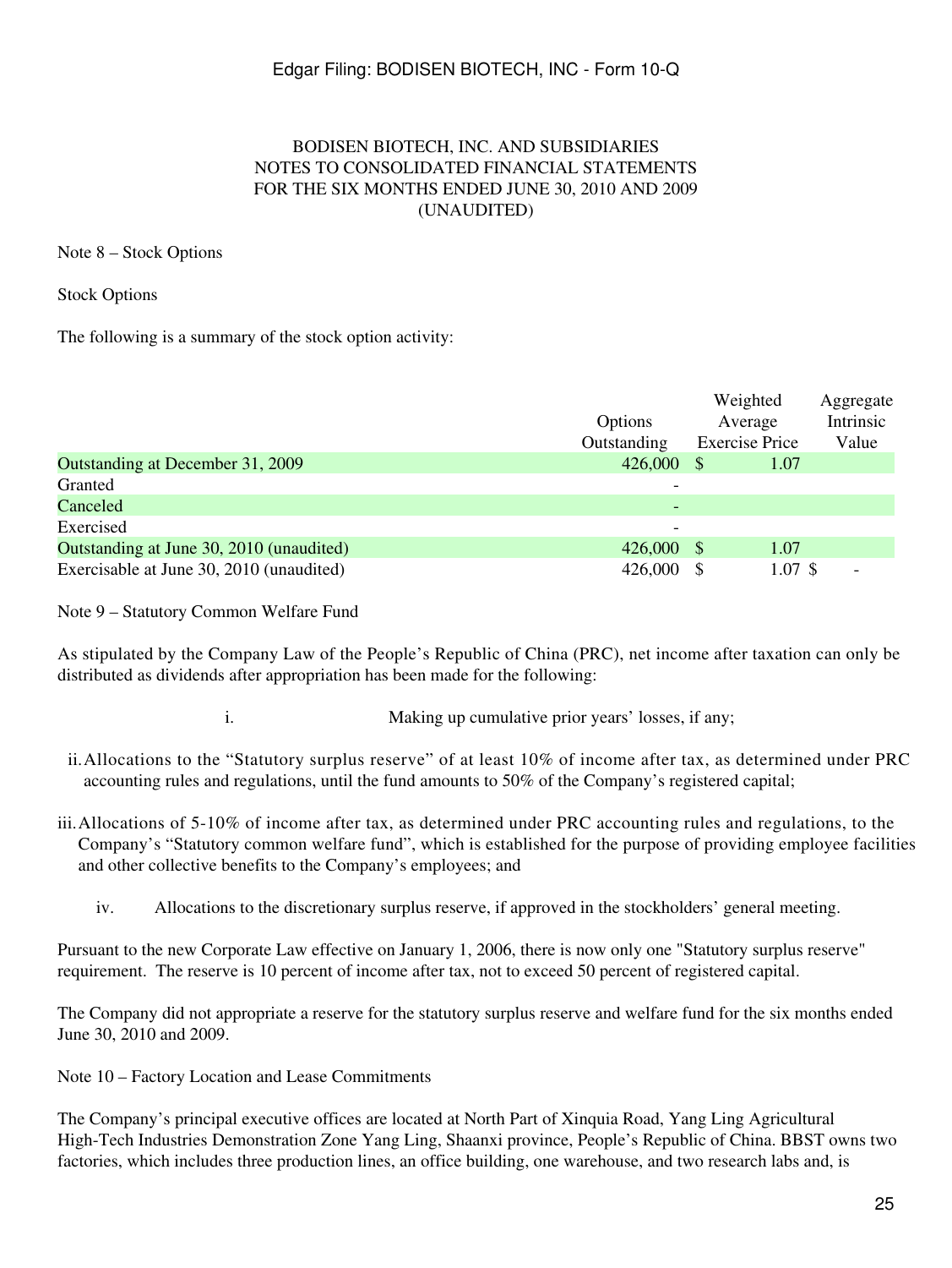# BODISEN BIOTECH, INC. AND SUBSIDIARIES
## NOTES TO CONSOLIDATED FINANCIAL STATEMENTS
## FOR THE SIX MONTHS ENDED JUNE 30, 2010 AND 2009
## (UNAUDITED)

Note 8 – Stock Options

Stock Options

The following is a summary of the stock option activity:

| | Options Outstanding | Weighted Average Exercise Price | Aggregate Intrinsic Value |
|---|---|---|---|
| Outstanding at December 31, 2009 | 426,000 | $ 1.07 | |
| Granted | - | | |
| Canceled | - | | |
| Exercised | - | | |
| Outstanding at June 30, 2010 (unaudited) | 426,000 | $ 1.07 | |
| Exercisable at June 30, 2010 (unaudited) | 426,000 | $ 1.07 | $ - |

Note 9 – Statutory Common Welfare Fund

As stipulated by the Company Law of the People's Republic of China (PRC), net income after taxation can only be distributed as dividends after appropriation has been made for the following:

i. Making up cumulative prior years' losses, if any;

ii. Allocations to the "Statutory surplus reserve" of at least 10% of income after tax, as determined under PRC accounting rules and regulations, until the fund amounts to 50% of the Company's registered capital;

iii. Allocations of 5-10% of income after tax, as determined under PRC accounting rules and regulations, to the Company's "Statutory common welfare fund", which is established for the purpose of providing employee facilities and other collective benefits to the Company's employees; and

iv. Allocations to the discretionary surplus reserve, if approved in the stockholders' general meeting.

Pursuant to the new Corporate Law effective on January 1, 2006, there is now only one "Statutory surplus reserve" requirement. The reserve is 10 percent of income after tax, not to exceed 50 percent of registered capital.

The Company did not appropriate a reserve for the statutory surplus reserve and welfare fund for the six months ended June 30, 2010 and 2009.

Note 10 – Factory Location and Lease Commitments

The Company's principal executive offices are located at North Part of Xinquia Road, Yang Ling Agricultural High-Tech Industries Demonstration Zone Yang Ling, Shaanxi province, People's Republic of China. BBST owns two factories, which includes three production lines, an office building, one warehouse, and two research labs and, is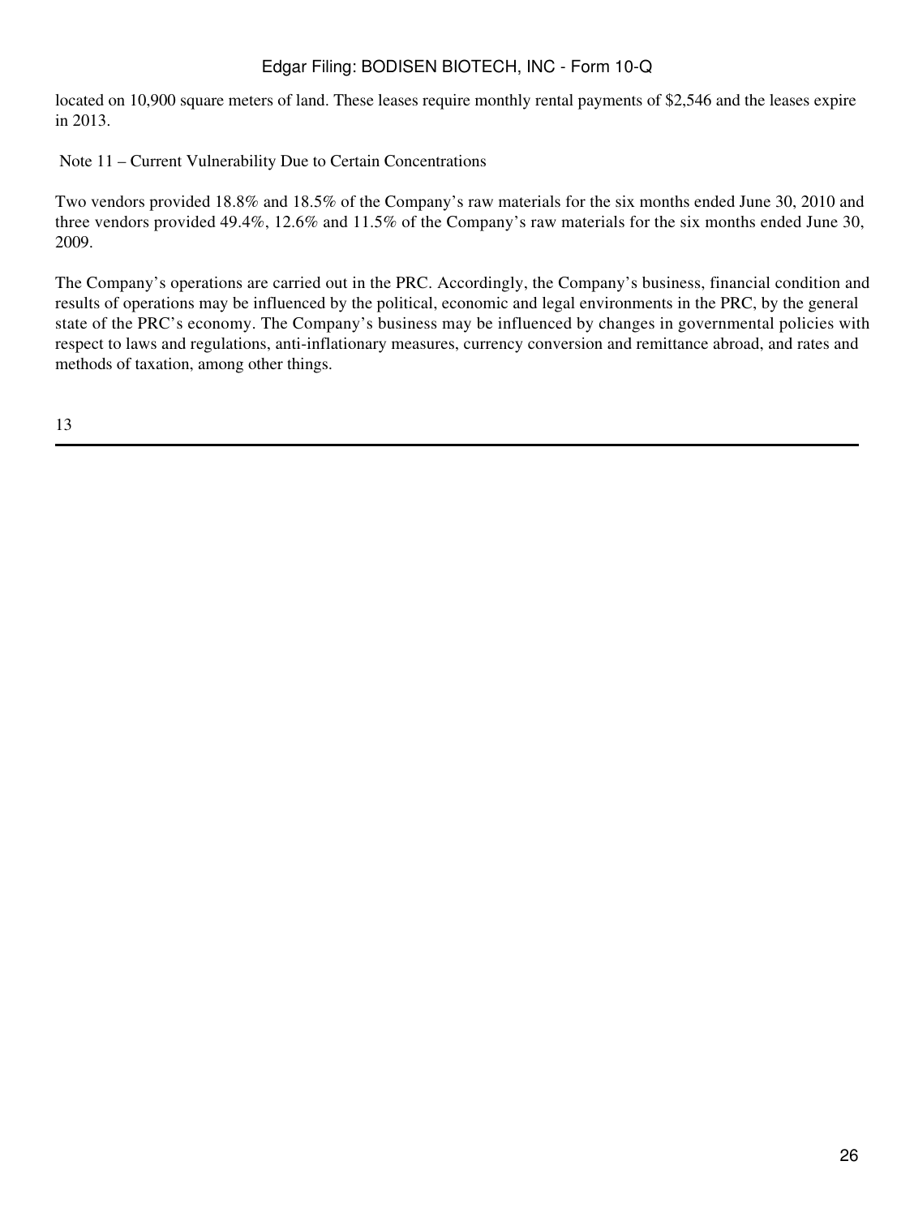located on 10,900 square meters of land. These leases require monthly rental payments of $2,546 and the leases expire in 2013.

Note 11 – Current Vulnerability Due to Certain Concentrations

Two vendors provided 18.8% and 18.5% of the Company's raw materials for the six months ended June 30, 2010 and three vendors provided 49.4%, 12.6% and 11.5% of the Company's raw materials for the six months ended June 30, 2009.

The Company's operations are carried out in the PRC. Accordingly, the Company's business, financial condition and results of operations may be influenced by the political, economic and legal environments in the PRC, by the general state of the PRC's economy. The Company's business may be influenced by changes in governmental policies with respect to laws and regulations, anti-inflationary measures, currency conversion and remittance abroad, and rates and methods of taxation, among other things.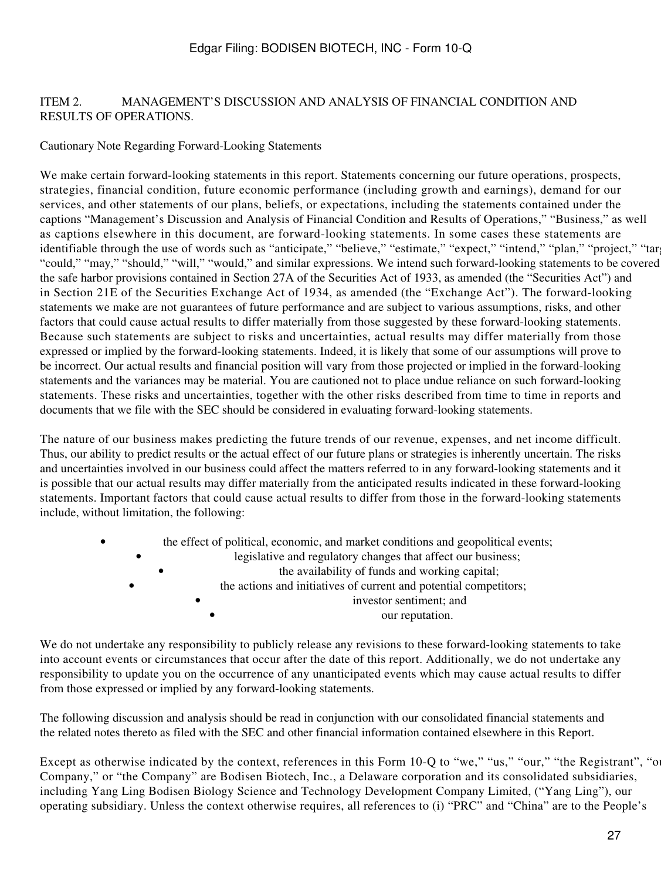## ITEM 2. MANAGEMENT'S DISCUSSION AND ANALYSIS OF FINANCIAL CONDITION AND RESULTS OF OPERATIONS.

Cautionary Note Regarding Forward-Looking Statements

We make certain forward-looking statements in this report. Statements concerning our future operations, prospects, strategies, financial condition, future economic performance (including growth and earnings), demand for our services, and other statements of our plans, beliefs, or expectations, including the statements contained under the captions "Management's Discussion and Analysis of Financial Condition and Results of Operations," "Business," as well as captions elsewhere in this document, are forward-looking statements. In some cases these statements are identifiable through the use of words such as "anticipate," "believe," "estimate," "expect," "intend," "plan," "project," "targ "could," "may," "should," "will," "would," and similar expressions. We intend such forward-looking statements to be covered the safe harbor provisions contained in Section 27A of the Securities Act of 1933, as amended (the "Securities Act") and in Section 21E of the Securities Exchange Act of 1934, as amended (the "Exchange Act"). The forward-looking statements we make are not guarantees of future performance and are subject to various assumptions, risks, and other factors that could cause actual results to differ materially from those suggested by these forward-looking statements. Because such statements are subject to risks and uncertainties, actual results may differ materially from those expressed or implied by the forward-looking statements. Indeed, it is likely that some of our assumptions will prove to be incorrect. Our actual results and financial position will vary from those projected or implied in the forward-looking statements and the variances may be material. You are cautioned not to place undue reliance on such forward-looking statements. These risks and uncertainties, together with the other risks described from time to time in reports and documents that we file with the SEC should be considered in evaluating forward-looking statements.

The nature of our business makes predicting the future trends of our revenue, expenses, and net income difficult. Thus, our ability to predict results or the actual effect of our future plans or strategies is inherently uncertain. The risks and uncertainties involved in our business could affect the matters referred to in any forward-looking statements and it is possible that our actual results may differ materially from the anticipated results indicated in these forward-looking statements. Important factors that could cause actual results to differ from those in the forward-looking statements include, without limitation, the following:

- the effect of political, economic, and market conditions and geopolitical events;
- legislative and regulatory changes that affect our business;
- the availability of funds and working capital;
- the actions and initiatives of current and potential competitors;
- investor sentiment; and
- our reputation.

We do not undertake any responsibility to publicly release any revisions to these forward-looking statements to take into account events or circumstances that occur after the date of this report. Additionally, we do not undertake any responsibility to update you on the occurrence of any unanticipated events which may cause actual results to differ from those expressed or implied by any forward-looking statements.

The following discussion and analysis should be read in conjunction with our consolidated financial statements and the related notes thereto as filed with the SEC and other financial information contained elsewhere in this Report.

Except as otherwise indicated by the context, references in this Form 10-Q to "we," "us," "our," "the Registrant", "ou Company," or "the Company" are Bodisen Biotech, Inc., a Delaware corporation and its consolidated subsidiaries, including Yang Ling Bodisen Biology Science and Technology Development Company Limited, ("Yang Ling"), our operating subsidiary. Unless the context otherwise requires, all references to (i) "PRC" and "China" are to the People's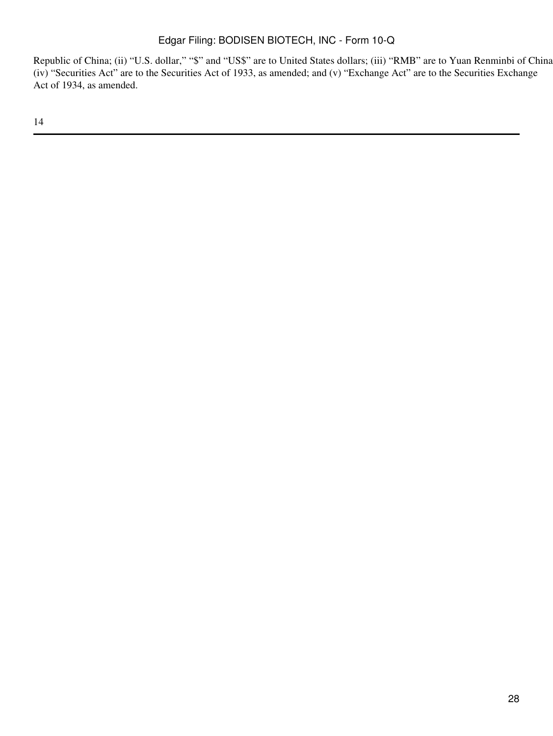Republic of China; (ii) "U.S. dollar," "$" and "US$" are to United States dollars; (iii) "RMB" are to Yuan Renminbi of China (iv) "Securities Act" are to the Securities Act of 1933, as amended; and (v) "Exchange Act" are to the Securities Exchange Act of 1934, as amended.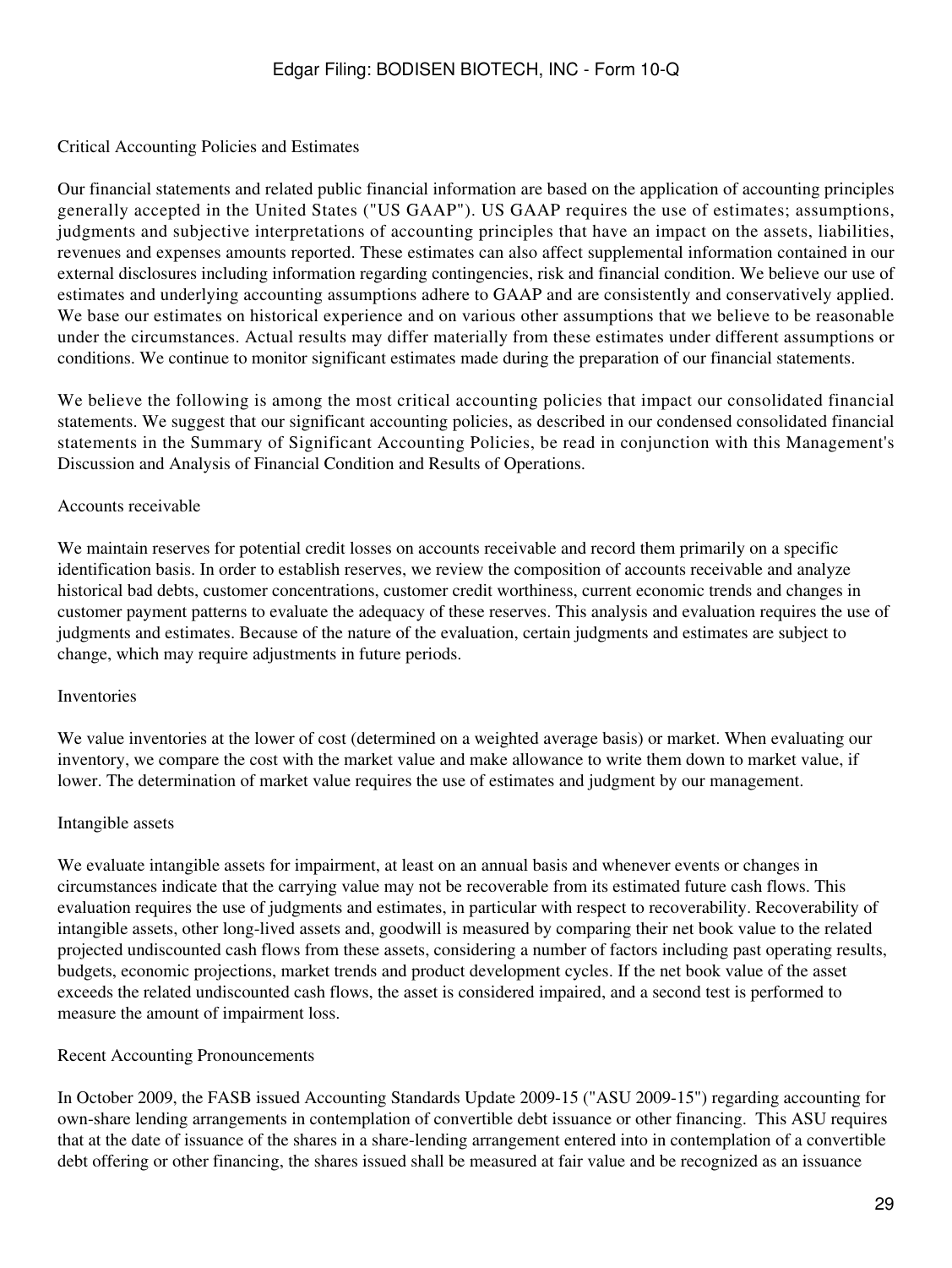## Critical Accounting Policies and Estimates

Our financial statements and related public financial information are based on the application of accounting principles generally accepted in the United States ("US GAAP"). US GAAP requires the use of estimates; assumptions, judgments and subjective interpretations of accounting principles that have an impact on the assets, liabilities, revenues and expenses amounts reported. These estimates can also affect supplemental information contained in our external disclosures including information regarding contingencies, risk and financial condition. We believe our use of estimates and underlying accounting assumptions adhere to GAAP and are consistently and conservatively applied. We base our estimates on historical experience and on various other assumptions that we believe to be reasonable under the circumstances. Actual results may differ materially from these estimates under different assumptions or conditions. We continue to monitor significant estimates made during the preparation of our financial statements.

We believe the following is among the most critical accounting policies that impact our consolidated financial statements. We suggest that our significant accounting policies, as described in our condensed consolidated financial statements in the Summary of Significant Accounting Policies, be read in conjunction with this Management's Discussion and Analysis of Financial Condition and Results of Operations.

### Accounts receivable

We maintain reserves for potential credit losses on accounts receivable and record them primarily on a specific identification basis. In order to establish reserves, we review the composition of accounts receivable and analyze historical bad debts, customer concentrations, customer credit worthiness, current economic trends and changes in customer payment patterns to evaluate the adequacy of these reserves. This analysis and evaluation requires the use of judgments and estimates. Because of the nature of the evaluation, certain judgments and estimates are subject to change, which may require adjustments in future periods.

### Inventories

We value inventories at the lower of cost (determined on a weighted average basis) or market. When evaluating our inventory, we compare the cost with the market value and make allowance to write them down to market value, if lower. The determination of market value requires the use of estimates and judgment by our management.

### Intangible assets

We evaluate intangible assets for impairment, at least on an annual basis and whenever events or changes in circumstances indicate that the carrying value may not be recoverable from its estimated future cash flows. This evaluation requires the use of judgments and estimates, in particular with respect to recoverability. Recoverability of intangible assets, other long-lived assets and, goodwill is measured by comparing their net book value to the related projected undiscounted cash flows from these assets, considering a number of factors including past operating results, budgets, economic projections, market trends and product development cycles. If the net book value of the asset exceeds the related undiscounted cash flows, the asset is considered impaired, and a second test is performed to measure the amount of impairment loss.

## Recent Accounting Pronouncements

In October 2009, the FASB issued Accounting Standards Update 2009-15 ("ASU 2009-15") regarding accounting for own-share lending arrangements in contemplation of convertible debt issuance or other financing. This ASU requires that at the date of issuance of the shares in a share-lending arrangement entered into in contemplation of a convertible debt offering or other financing, the shares issued shall be measured at fair value and be recognized as an issuance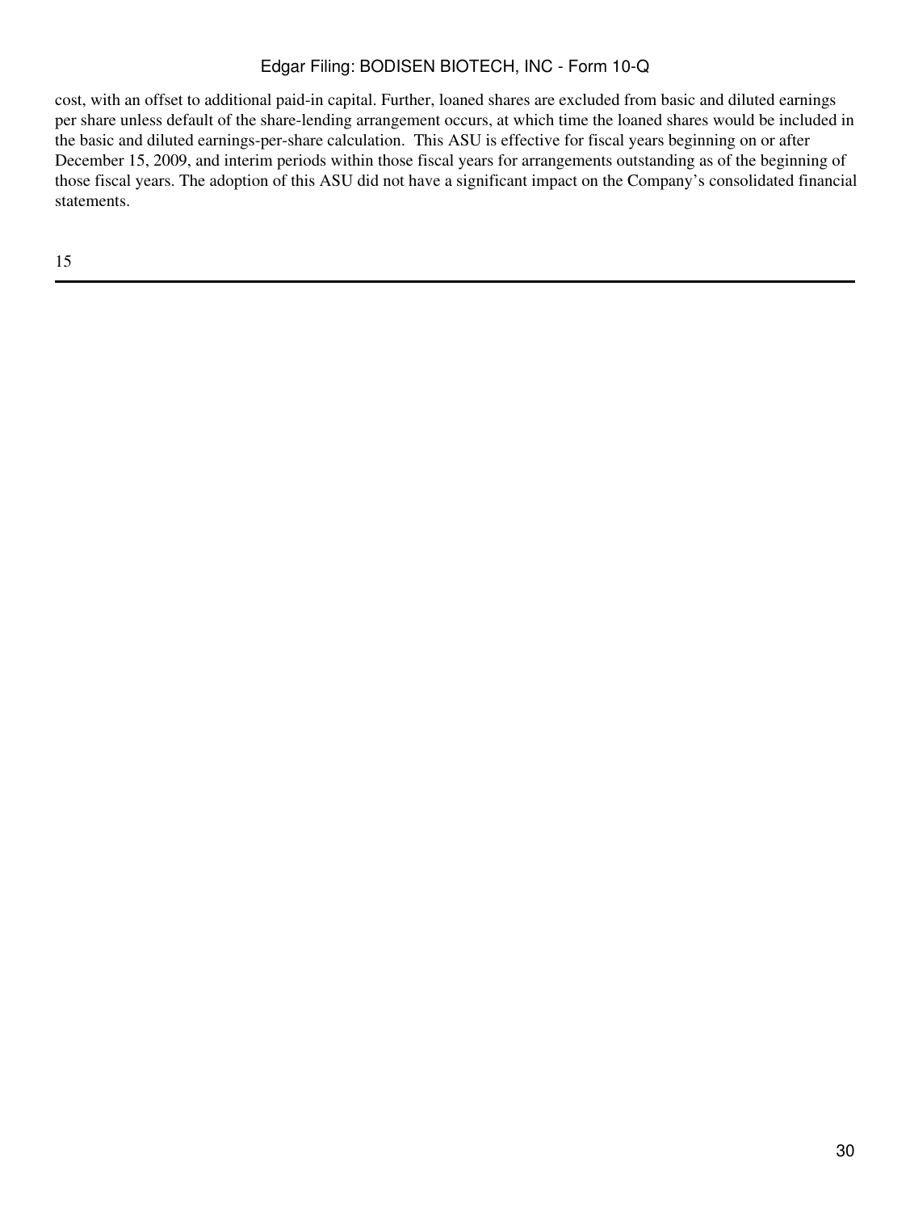cost, with an offset to additional paid-in capital. Further, loaned shares are excluded from basic and diluted earnings per share unless default of the share-lending arrangement occurs, at which time the loaned shares would be included in the basic and diluted earnings-per-share calculation. This ASU is effective for fiscal years beginning on or after December 15, 2009, and interim periods within those fiscal years for arrangements outstanding as of the beginning of those fiscal years. The adoption of this ASU did not have a significant impact on the Company's consolidated financial statements.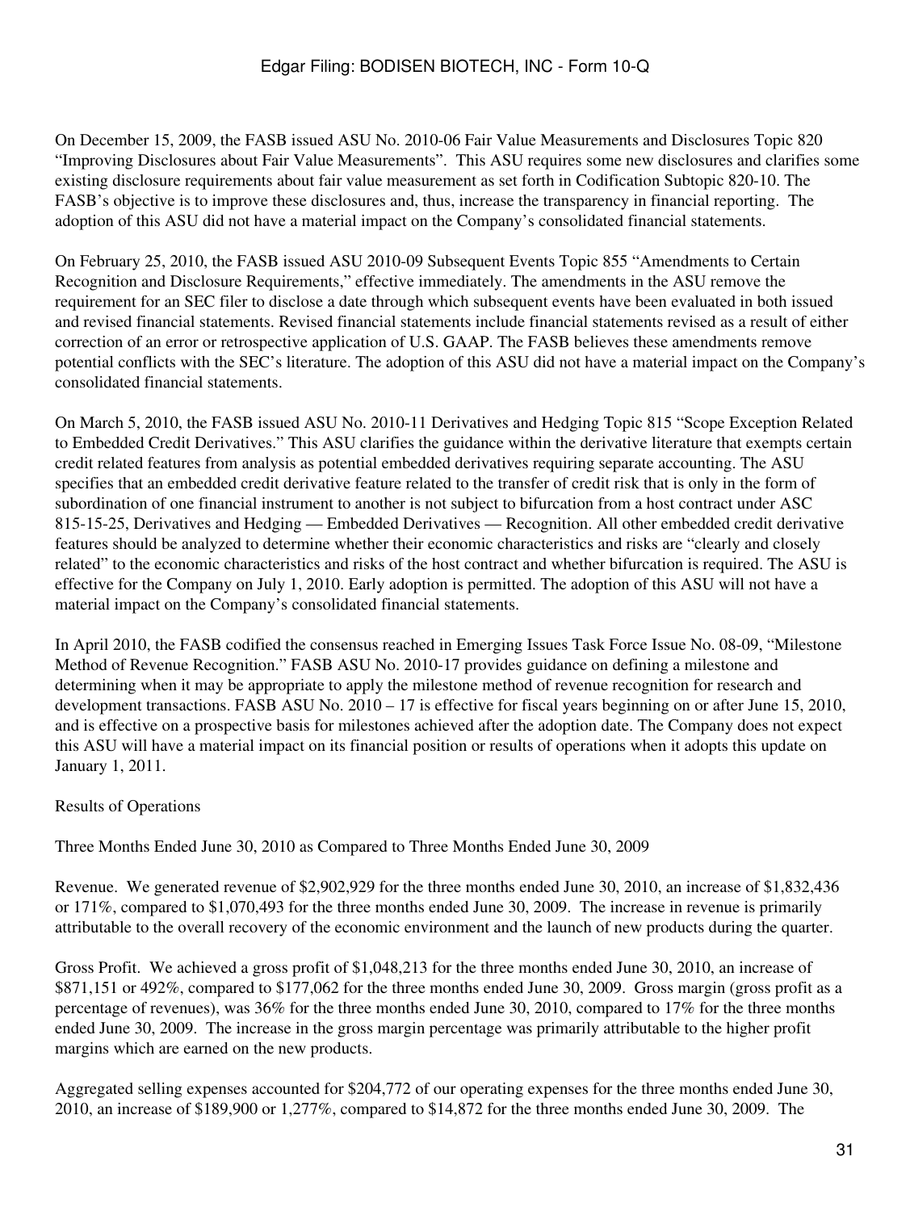On December 15, 2009, the FASB issued ASU No. 2010-06 Fair Value Measurements and Disclosures Topic 820 "Improving Disclosures about Fair Value Measurements". This ASU requires some new disclosures and clarifies some existing disclosure requirements about fair value measurement as set forth in Codification Subtopic 820-10. The FASB's objective is to improve these disclosures and, thus, increase the transparency in financial reporting. The adoption of this ASU did not have a material impact on the Company's consolidated financial statements.

On February 25, 2010, the FASB issued ASU 2010-09 Subsequent Events Topic 855 "Amendments to Certain Recognition and Disclosure Requirements," effective immediately. The amendments in the ASU remove the requirement for an SEC filer to disclose a date through which subsequent events have been evaluated in both issued and revised financial statements. Revised financial statements include financial statements revised as a result of either correction of an error or retrospective application of U.S. GAAP. The FASB believes these amendments remove potential conflicts with the SEC's literature. The adoption of this ASU did not have a material impact on the Company's consolidated financial statements.

On March 5, 2010, the FASB issued ASU No. 2010-11 Derivatives and Hedging Topic 815 "Scope Exception Related to Embedded Credit Derivatives." This ASU clarifies the guidance within the derivative literature that exempts certain credit related features from analysis as potential embedded derivatives requiring separate accounting. The ASU specifies that an embedded credit derivative feature related to the transfer of credit risk that is only in the form of subordination of one financial instrument to another is not subject to bifurcation from a host contract under ASC 815-15-25, Derivatives and Hedging — Embedded Derivatives — Recognition. All other embedded credit derivative features should be analyzed to determine whether their economic characteristics and risks are "clearly and closely related" to the economic characteristics and risks of the host contract and whether bifurcation is required. The ASU is effective for the Company on July 1, 2010. Early adoption is permitted. The adoption of this ASU will not have a material impact on the Company's consolidated financial statements.

In April 2010, the FASB codified the consensus reached in Emerging Issues Task Force Issue No. 08-09, "Milestone Method of Revenue Recognition." FASB ASU No. 2010-17 provides guidance on defining a milestone and determining when it may be appropriate to apply the milestone method of revenue recognition for research and development transactions. FASB ASU No. 2010 – 17 is effective for fiscal years beginning on or after June 15, 2010, and is effective on a prospective basis for milestones achieved after the adoption date. The Company does not expect this ASU will have a material impact on its financial position or results of operations when it adopts this update on January 1, 2011.

Results of Operations

Three Months Ended June 30, 2010 as Compared to Three Months Ended June 30, 2009

Revenue. We generated revenue of $2,902,929 for the three months ended June 30, 2010, an increase of $1,832,436 or 171%, compared to $1,070,493 for the three months ended June 30, 2009. The increase in revenue is primarily attributable to the overall recovery of the economic environment and the launch of new products during the quarter.

Gross Profit. We achieved a gross profit of $1,048,213 for the three months ended June 30, 2010, an increase of $871,151 or 492%, compared to $177,062 for the three months ended June 30, 2009. Gross margin (gross profit as a percentage of revenues), was 36% for the three months ended June 30, 2010, compared to 17% for the three months ended June 30, 2009. The increase in the gross margin percentage was primarily attributable to the higher profit margins which are earned on the new products.

Aggregated selling expenses accounted for $204,772 of our operating expenses for the three months ended June 30, 2010, an increase of $189,900 or 1,277%, compared to $14,872 for the three months ended June 30, 2009. The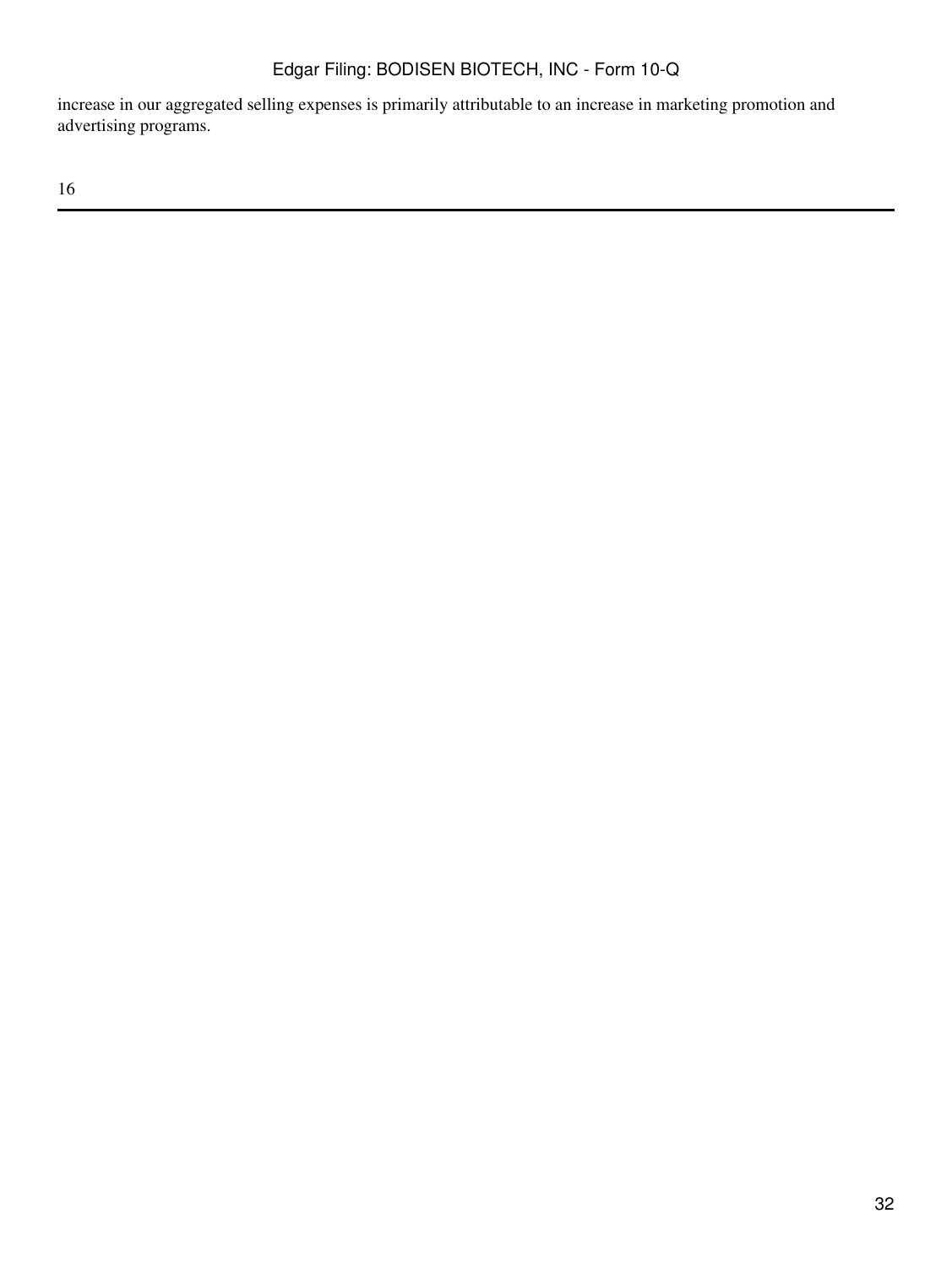increase in our aggregated selling expenses is primarily attributable to an increase in marketing promotion and advertising programs.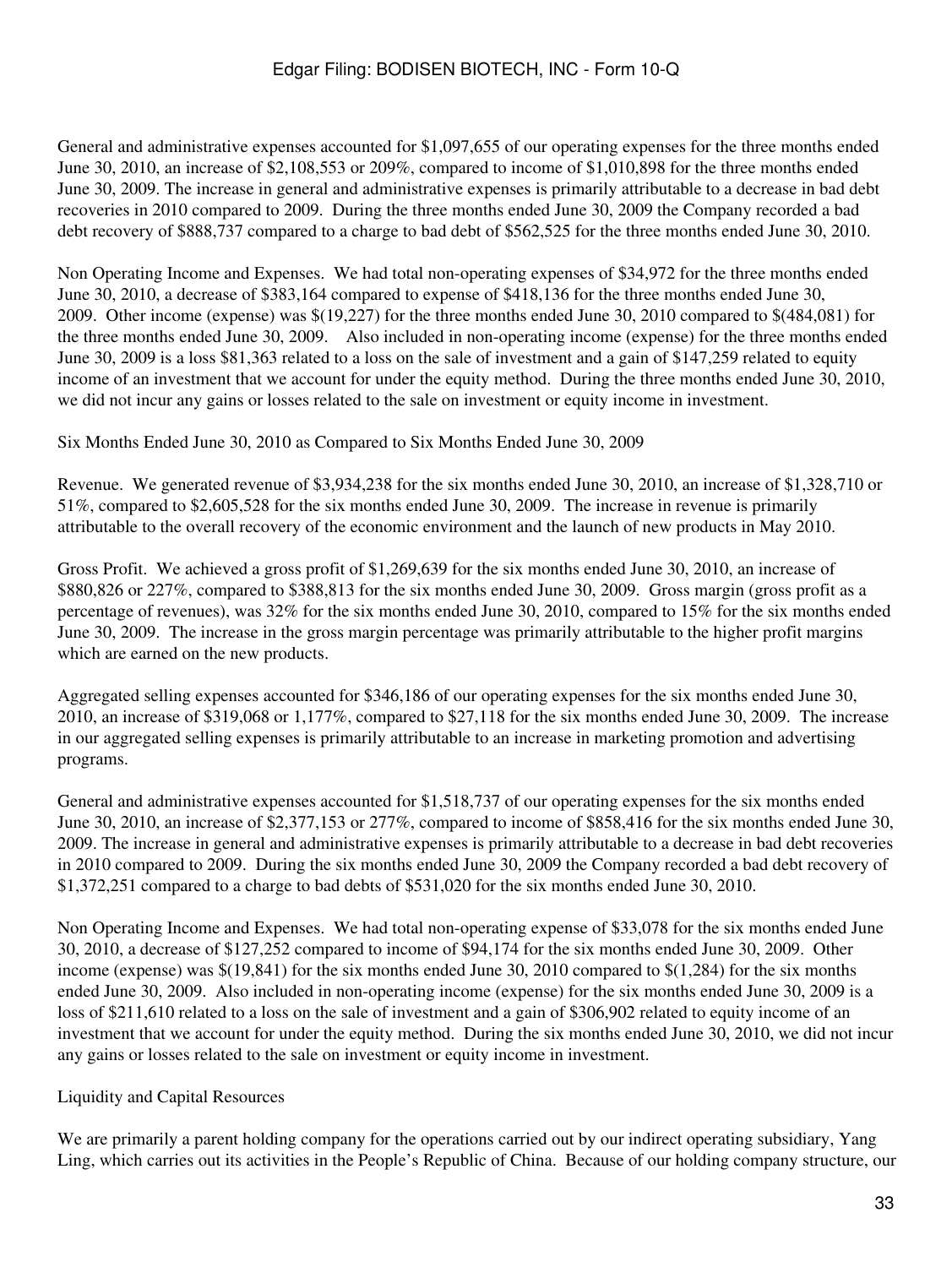General and administrative expenses accounted for $1,097,655 of our operating expenses for the three months ended June 30, 2010, an increase of $2,108,553 or 209%, compared to income of $1,010,898 for the three months ended June 30, 2009. The increase in general and administrative expenses is primarily attributable to a decrease in bad debt recoveries in 2010 compared to 2009. During the three months ended June 30, 2009 the Company recorded a bad debt recovery of $888,737 compared to a charge to bad debt of $562,525 for the three months ended June 30, 2010.

Non Operating Income and Expenses. We had total non-operating expenses of $34,972 for the three months ended June 30, 2010, a decrease of $383,164 compared to expense of $418,136 for the three months ended June 30, 2009. Other income (expense) was $(19,227) for the three months ended June 30, 2010 compared to $(484,081) for the three months ended June 30, 2009. Also included in non-operating income (expense) for the three months ended June 30, 2009 is a loss $81,363 related to a loss on the sale of investment and a gain of $147,259 related to equity income of an investment that we account for under the equity method. During the three months ended June 30, 2010, we did not incur any gains or losses related to the sale on investment or equity income in investment.

Six Months Ended June 30, 2010 as Compared to Six Months Ended June 30, 2009

Revenue. We generated revenue of $3,934,238 for the six months ended June 30, 2010, an increase of $1,328,710 or 51%, compared to $2,605,528 for the six months ended June 30, 2009. The increase in revenue is primarily attributable to the overall recovery of the economic environment and the launch of new products in May 2010.

Gross Profit. We achieved a gross profit of $1,269,639 for the six months ended June 30, 2010, an increase of $880,826 or 227%, compared to $388,813 for the six months ended June 30, 2009. Gross margin (gross profit as a percentage of revenues), was 32% for the six months ended June 30, 2010, compared to 15% for the six months ended June 30, 2009. The increase in the gross margin percentage was primarily attributable to the higher profit margins which are earned on the new products.

Aggregated selling expenses accounted for $346,186 of our operating expenses for the six months ended June 30, 2010, an increase of $319,068 or 1,177%, compared to $27,118 for the six months ended June 30, 2009. The increase in our aggregated selling expenses is primarily attributable to an increase in marketing promotion and advertising programs.

General and administrative expenses accounted for $1,518,737 of our operating expenses for the six months ended June 30, 2010, an increase of $2,377,153 or 277%, compared to income of $858,416 for the six months ended June 30, 2009. The increase in general and administrative expenses is primarily attributable to a decrease in bad debt recoveries in 2010 compared to 2009. During the six months ended June 30, 2009 the Company recorded a bad debt recovery of $1,372,251 compared to a charge to bad debts of $531,020 for the six months ended June 30, 2010.

Non Operating Income and Expenses. We had total non-operating expense of $33,078 for the six months ended June 30, 2010, a decrease of $127,252 compared to income of $94,174 for the six months ended June 30, 2009. Other income (expense) was $(19,841) for the six months ended June 30, 2010 compared to $(1,284) for the six months ended June 30, 2009. Also included in non-operating income (expense) for the six months ended June 30, 2009 is a loss of $211,610 related to a loss on the sale of investment and a gain of $306,902 related to equity income of an investment that we account for under the equity method. During the six months ended June 30, 2010, we did not incur any gains or losses related to the sale on investment or equity income in investment.

Liquidity and Capital Resources

We are primarily a parent holding company for the operations carried out by our indirect operating subsidiary, Yang Ling, which carries out its activities in the People's Republic of China. Because of our holding company structure, our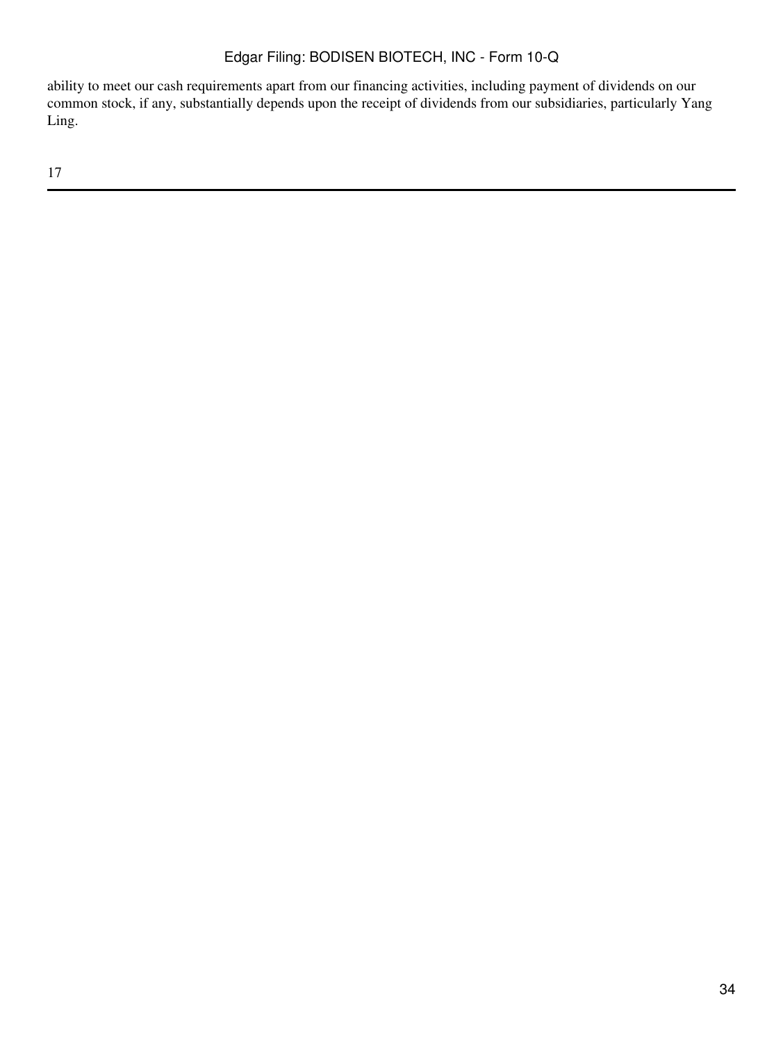ability to meet our cash requirements apart from our financing activities, including payment of dividends on our common stock, if any, substantially depends upon the receipt of dividends from our subsidiaries, particularly Yang Ling.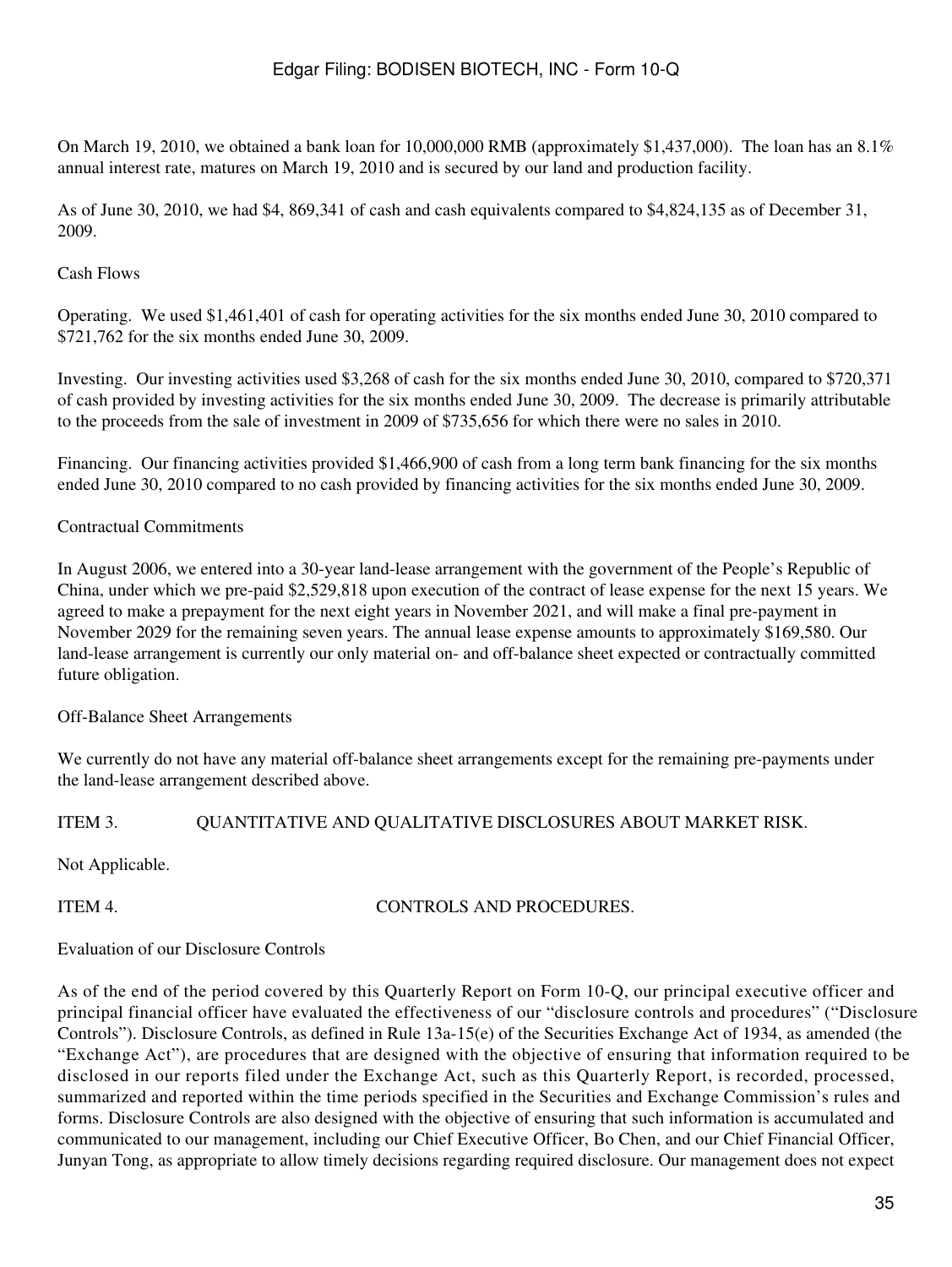On March 19, 2010, we obtained a bank loan for 10,000,000 RMB (approximately $1,437,000). The loan has an 8.1% annual interest rate, matures on March 19, 2010 and is secured by our land and production facility.

As of June 30, 2010, we had $4, 869,341 of cash and cash equivalents compared to $4,824,135 as of December 31, 2009.

Cash Flows

Operating. We used $1,461,401 of cash for operating activities for the six months ended June 30, 2010 compared to $721,762 for the six months ended June 30, 2009.

Investing. Our investing activities used $3,268 of cash for the six months ended June 30, 2010, compared to $720,371 of cash provided by investing activities for the six months ended June 30, 2009. The decrease is primarily attributable to the proceeds from the sale of investment in 2009 of $735,656 for which there were no sales in 2010.

Financing. Our financing activities provided $1,466,900 of cash from a long term bank financing for the six months ended June 30, 2010 compared to no cash provided by financing activities for the six months ended June 30, 2009.

Contractual Commitments

In August 2006, we entered into a 30-year land-lease arrangement with the government of the People's Republic of China, under which we pre-paid $2,529,818 upon execution of the contract of lease expense for the next 15 years. We agreed to make a prepayment for the next eight years in November 2021, and will make a final pre-payment in November 2029 for the remaining seven years. The annual lease expense amounts to approximately $169,580. Our land-lease arrangement is currently our only material on- and off-balance sheet expected or contractually committed future obligation.

Off-Balance Sheet Arrangements

We currently do not have any material off-balance sheet arrangements except for the remaining pre-payments under the land-lease arrangement described above.

## ITEM 3. QUANTITATIVE AND QUALITATIVE DISCLOSURES ABOUT MARKET RISK.

Not Applicable.

## ITEM 4. CONTROLS AND PROCEDURES.

Evaluation of our Disclosure Controls

As of the end of the period covered by this Quarterly Report on Form 10-Q, our principal executive officer and principal financial officer have evaluated the effectiveness of our "disclosure controls and procedures" ("Disclosure Controls"). Disclosure Controls, as defined in Rule 13a-15(e) of the Securities Exchange Act of 1934, as amended (the "Exchange Act"), are procedures that are designed with the objective of ensuring that information required to be disclosed in our reports filed under the Exchange Act, such as this Quarterly Report, is recorded, processed, summarized and reported within the time periods specified in the Securities and Exchange Commission's rules and forms. Disclosure Controls are also designed with the objective of ensuring that such information is accumulated and communicated to our management, including our Chief Executive Officer, Bo Chen, and our Chief Financial Officer, Junyan Tong, as appropriate to allow timely decisions regarding required disclosure. Our management does not expect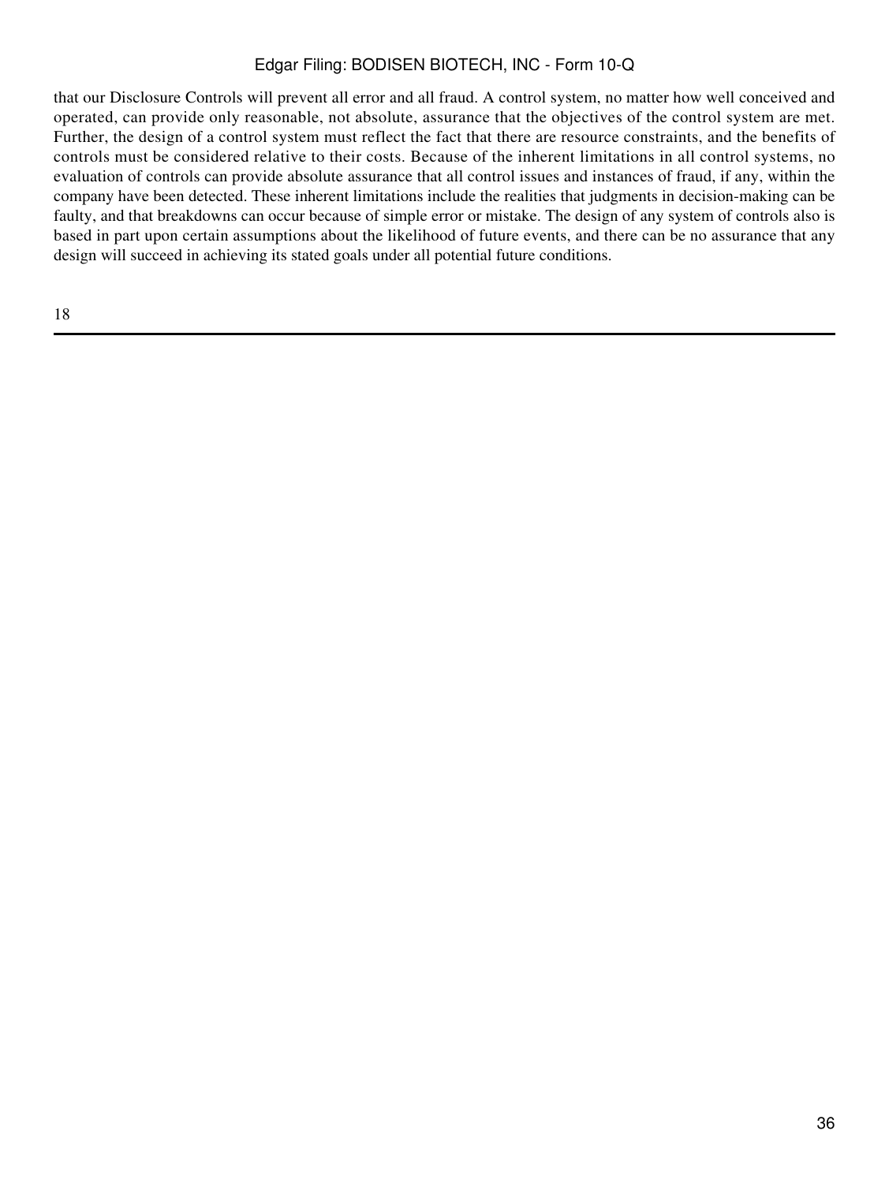that our Disclosure Controls will prevent all error and all fraud. A control system, no matter how well conceived and operated, can provide only reasonable, not absolute, assurance that the objectives of the control system are met. Further, the design of a control system must reflect the fact that there are resource constraints, and the benefits of controls must be considered relative to their costs. Because of the inherent limitations in all control systems, no evaluation of controls can provide absolute assurance that all control issues and instances of fraud, if any, within the company have been detected. These inherent limitations include the realities that judgments in decision-making can be faulty, and that breakdowns can occur because of simple error or mistake. The design of any system of controls also is based in part upon certain assumptions about the likelihood of future events, and there can be no assurance that any design will succeed in achieving its stated goals under all potential future conditions.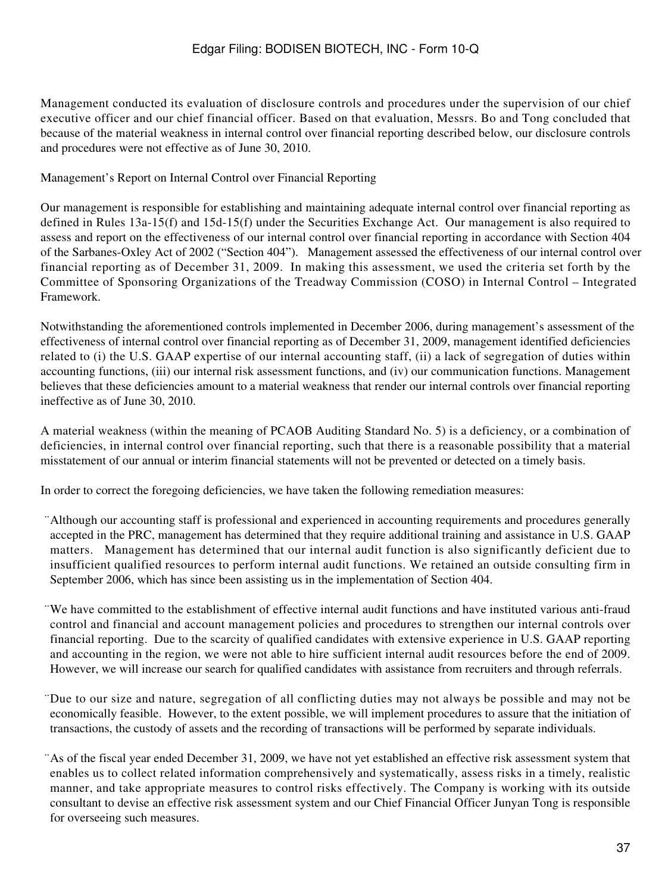Management conducted its evaluation of disclosure controls and procedures under the supervision of our chief executive officer and our chief financial officer. Based on that evaluation, Messrs. Bo and Tong concluded that because of the material weakness in internal control over financial reporting described below, our disclosure controls and procedures were not effective as of June 30, 2010.

Management's Report on Internal Control over Financial Reporting

Our management is responsible for establishing and maintaining adequate internal control over financial reporting as defined in Rules 13a-15(f) and 15d-15(f) under the Securities Exchange Act. Our management is also required to assess and report on the effectiveness of our internal control over financial reporting in accordance with Section 404 of the Sarbanes-Oxley Act of 2002 ("Section 404"). Management assessed the effectiveness of our internal control over financial reporting as of December 31, 2009. In making this assessment, we used the criteria set forth by the Committee of Sponsoring Organizations of the Treadway Commission (COSO) in Internal Control – Integrated Framework.

Notwithstanding the aforementioned controls implemented in December 2006, during management's assessment of the effectiveness of internal control over financial reporting as of December 31, 2009, management identified deficiencies related to (i) the U.S. GAAP expertise of our internal accounting staff, (ii) a lack of segregation of duties within accounting functions, (iii) our internal risk assessment functions, and (iv) our communication functions. Management believes that these deficiencies amount to a material weakness that render our internal controls over financial reporting ineffective as of June 30, 2010.

A material weakness (within the meaning of PCAOB Auditing Standard No. 5) is a deficiency, or a combination of deficiencies, in internal control over financial reporting, such that there is a reasonable possibility that a material misstatement of our annual or interim financial statements will not be prevented or detected on a timely basis.

In order to correct the foregoing deficiencies, we have taken the following remediation measures:

- Although our accounting staff is professional and experienced in accounting requirements and procedures generally accepted in the PRC, management has determined that they require additional training and assistance in U.S. GAAP matters. Management has determined that our internal audit function is also significantly deficient due to insufficient qualified resources to perform internal audit functions. We retained an outside consulting firm in September 2006, which has since been assisting us in the implementation of Section 404.

- We have committed to the establishment of effective internal audit functions and have instituted various anti-fraud control and financial and account management policies and procedures to strengthen our internal controls over financial reporting. Due to the scarcity of qualified candidates with extensive experience in U.S. GAAP reporting and accounting in the region, we were not able to hire sufficient internal audit resources before the end of 2009. However, we will increase our search for qualified candidates with assistance from recruiters and through referrals.

- Due to our size and nature, segregation of all conflicting duties may not always be possible and may not be economically feasible. However, to the extent possible, we will implement procedures to assure that the initiation of transactions, the custody of assets and the recording of transactions will be performed by separate individuals.

- As of the fiscal year ended December 31, 2009, we have not yet established an effective risk assessment system that enables us to collect related information comprehensively and systematically, assess risks in a timely, realistic manner, and take appropriate measures to control risks effectively. The Company is working with its outside consultant to devise an effective risk assessment system and our Chief Financial Officer Junyan Tong is responsible for overseeing such measures.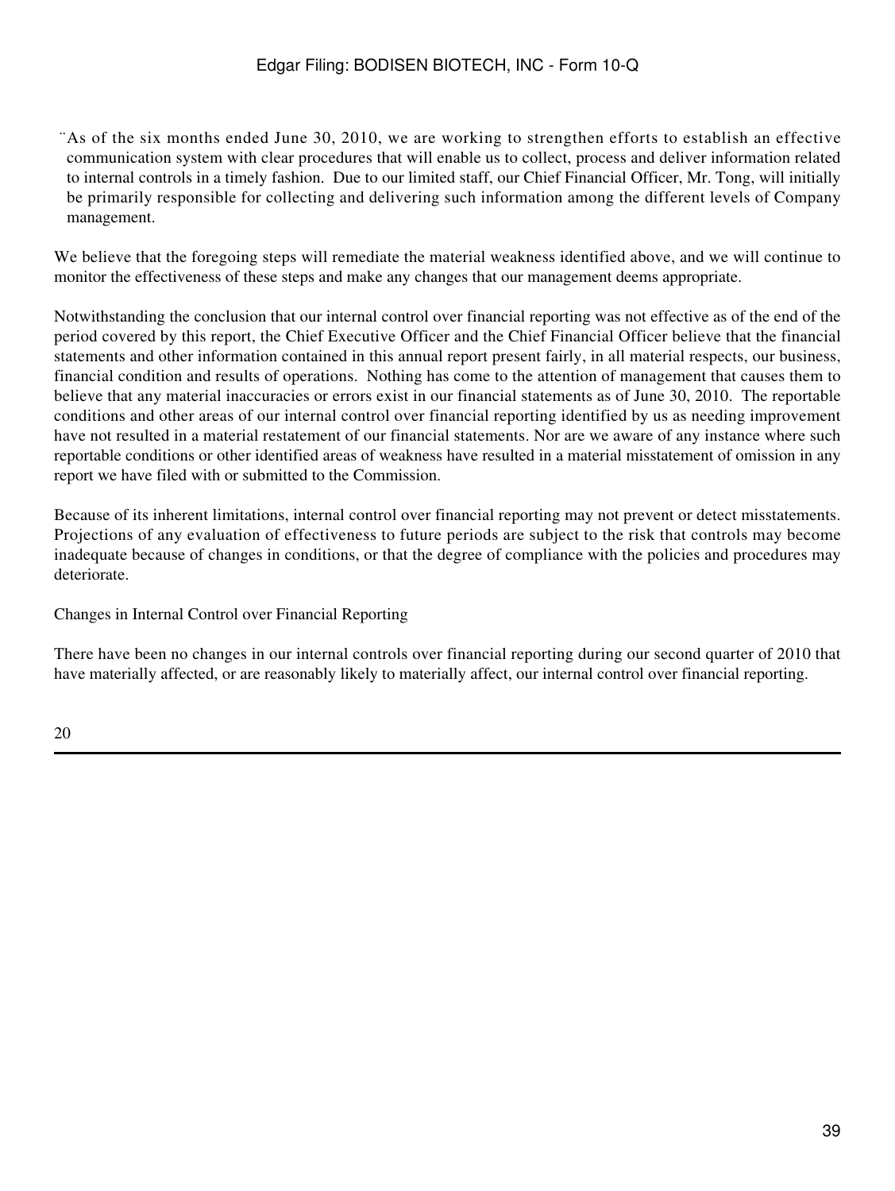- As of the six months ended June 30, 2010, we are working to strengthen efforts to establish an effective communication system with clear procedures that will enable us to collect, process and deliver information related to internal controls in a timely fashion. Due to our limited staff, our Chief Financial Officer, Mr. Tong, will initially be primarily responsible for collecting and delivering such information among the different levels of Company management.

We believe that the foregoing steps will remediate the material weakness identified above, and we will continue to monitor the effectiveness of these steps and make any changes that our management deems appropriate.

Notwithstanding the conclusion that our internal control over financial reporting was not effective as of the end of the period covered by this report, the Chief Executive Officer and the Chief Financial Officer believe that the financial statements and other information contained in this annual report present fairly, in all material respects, our business, financial condition and results of operations. Nothing has come to the attention of management that causes them to believe that any material inaccuracies or errors exist in our financial statements as of June 30, 2010. The reportable conditions and other areas of our internal control over financial reporting identified by us as needing improvement have not resulted in a material restatement of our financial statements. Nor are we aware of any instance where such reportable conditions or other identified areas of weakness have resulted in a material misstatement of omission in any report we have filed with or submitted to the Commission.

Because of its inherent limitations, internal control over financial reporting may not prevent or detect misstatements. Projections of any evaluation of effectiveness to future periods are subject to the risk that controls may become inadequate because of changes in conditions, or that the degree of compliance with the policies and procedures may deteriorate.

Changes in Internal Control over Financial Reporting

There have been no changes in our internal controls over financial reporting during our second quarter of 2010 that have materially affected, or are reasonably likely to materially affect, our internal control over financial reporting.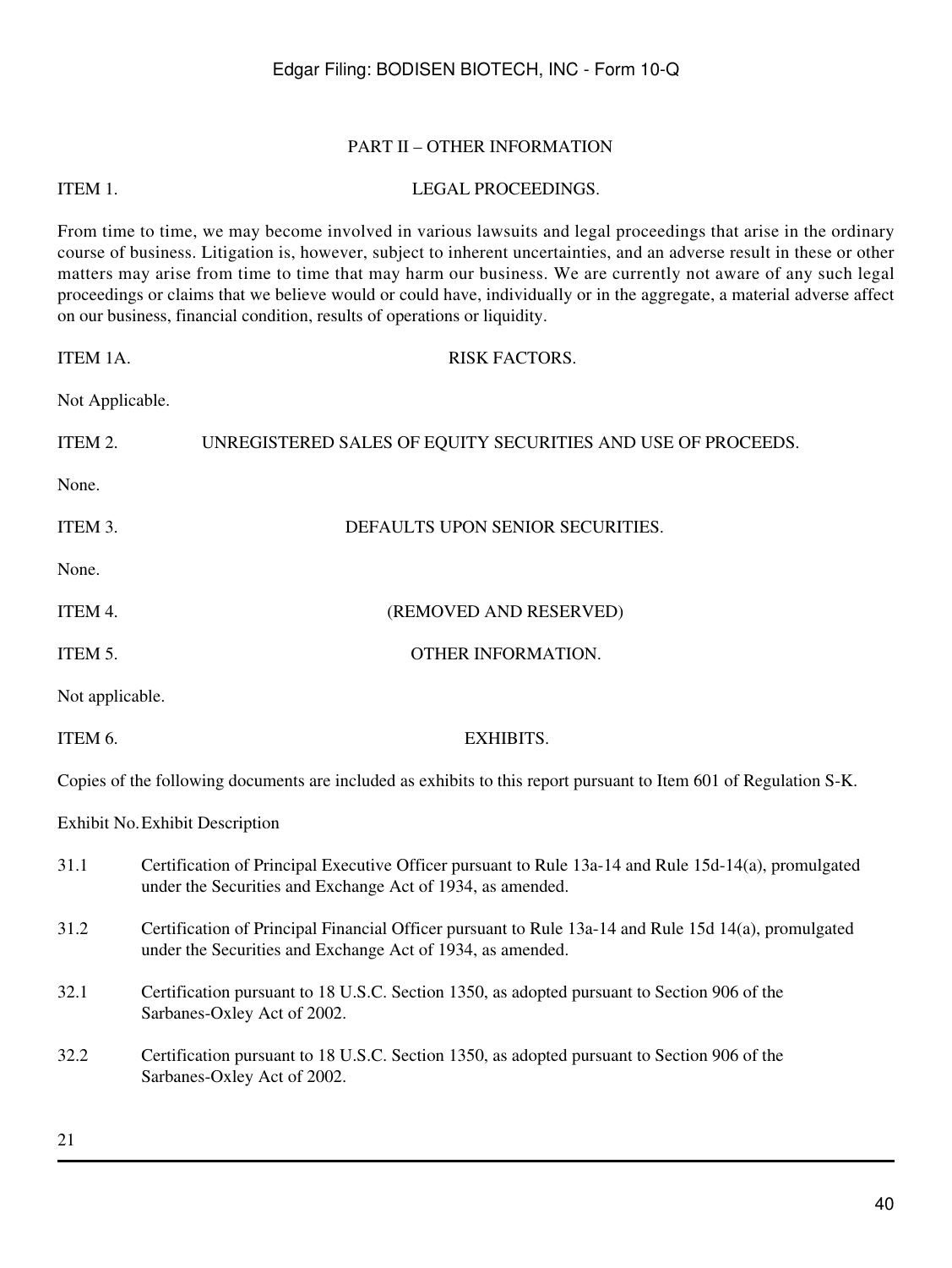## PART II – OTHER INFORMATION

### ITEM 1. LEGAL PROCEEDINGS.

From time to time, we may become involved in various lawsuits and legal proceedings that arise in the ordinary course of business. Litigation is, however, subject to inherent uncertainties, and an adverse result in these or other matters may arise from time to time that may harm our business. We are currently not aware of any such legal proceedings or claims that we believe would or could have, individually or in the aggregate, a material adverse affect on our business, financial condition, results of operations or liquidity.

### ITEM 1A. RISK FACTORS.

Not Applicable.

### ITEM 2. UNREGISTERED SALES OF EQUITY SECURITIES AND USE OF PROCEEDS.

None.

### ITEM 3. DEFAULTS UPON SENIOR SECURITIES.

None.

### ITEM 4. (REMOVED AND RESERVED)

### ITEM 5. OTHER INFORMATION.

Not applicable.

### ITEM 6. EXHIBITS.

Copies of the following documents are included as exhibits to this report pursuant to Item 601 of Regulation S-K.

| Exhibit No. | Exhibit Description |
|---|---|
| 31.1 | Certification of Principal Executive Officer pursuant to Rule 13a-14 and Rule 15d-14(a), promulgated under the Securities and Exchange Act of 1934, as amended. |
| 31.2 | Certification of Principal Financial Officer pursuant to Rule 13a-14 and Rule 15d 14(a), promulgated under the Securities and Exchange Act of 1934, as amended. |
| 32.1 | Certification pursuant to 18 U.S.C. Section 1350, as adopted pursuant to Section 906 of the Sarbanes-Oxley Act of 2002. |
| 32.2 | Certification pursuant to 18 U.S.C. Section 1350, as adopted pursuant to Section 906 of the Sarbanes-Oxley Act of 2002. |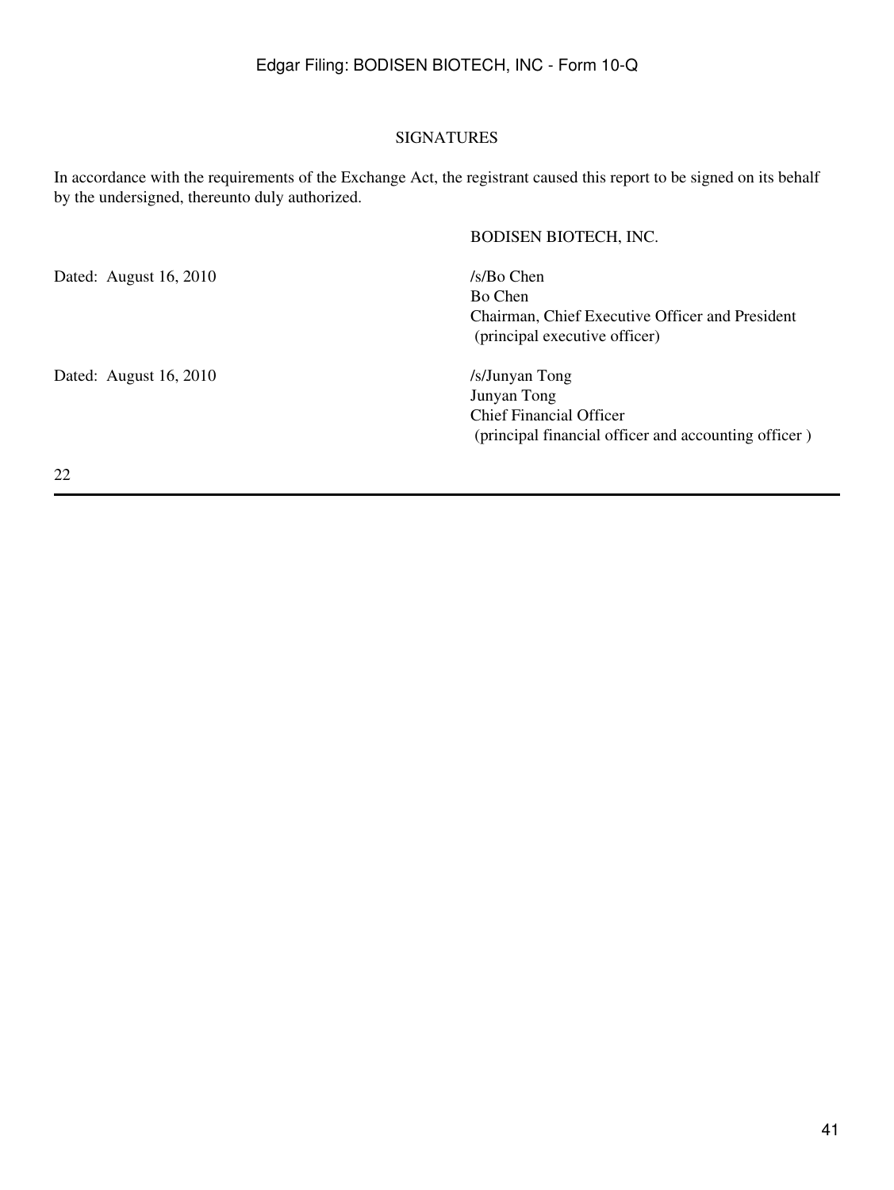## SIGNATURES

In accordance with the requirements of the Exchange Act, the registrant caused this report to be signed on its behalf by the undersigned, thereunto duly authorized.

| | |
|---|---|
| | BODISEN BIOTECH, INC. |
| Dated: August 16, 2010 | /s/Bo Chen<br>Bo Chen<br>Chairman, Chief Executive Officer and President<br>(principal executive officer) |
| Dated: August 16, 2010 | /s/Junyan Tong<br>Junyan Tong<br>Chief Financial Officer<br>(principal financial officer and accounting officer ) |